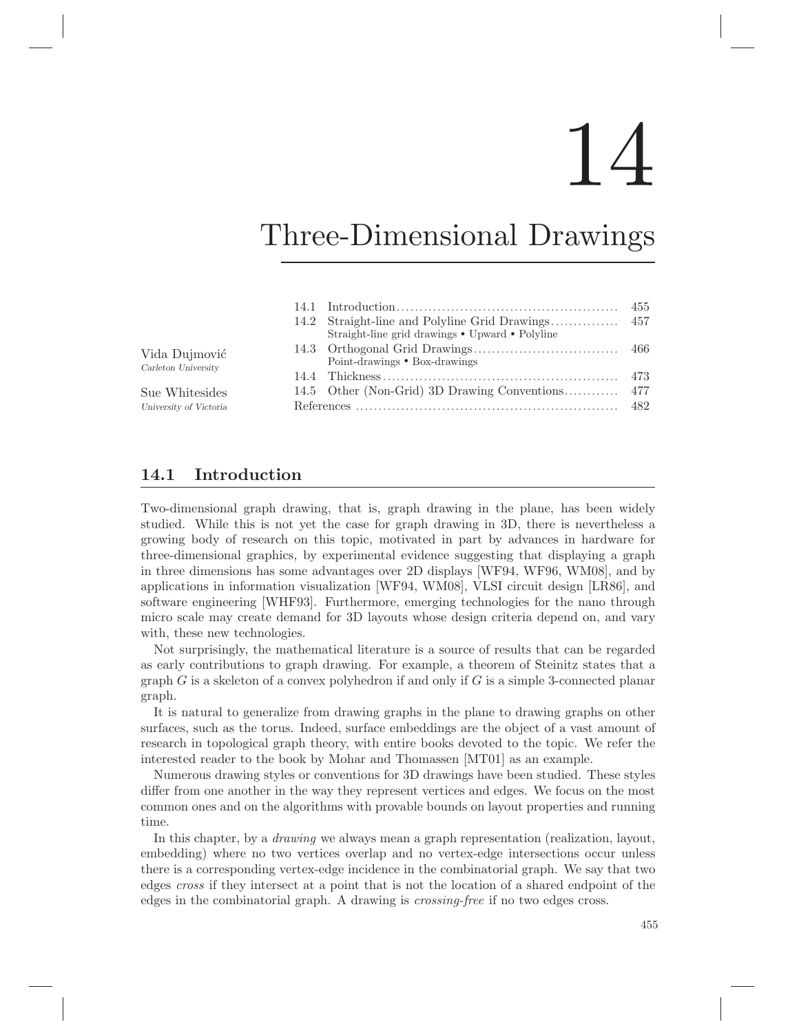# 14

# Three-Dimensional Drawings

Vida Dujmović
*Carleton University*

Sue Whitesides
*University of Victoria*

| | | |
|---|---|---|
| 14.1 | Introduction | 455 |
| 14.2 | Straight-line and Polyline Grid Drawings<br>Straight-line grid drawings • Upward • Polyline | 457 |
| 14.3 | Orthogonal Grid Drawings<br>Point-drawings • Box-drawings | 466 |
| 14.4 | Thickness | 473 |
| 14.5 | Other (Non-Grid) 3D Drawing Conventions | 477 |
| | References | 482 |

## 14.1 Introduction

Two-dimensional graph drawing, that is, graph drawing in the plane, has been widely studied. While this is not yet the case for graph drawing in 3D, there is nevertheless a growing body of research on this topic, motivated in part by advances in hardware for three-dimensional graphics, by experimental evidence suggesting that displaying a graph in three dimensions has some advantages over 2D displays [WF94, WF96, WM08], and by applications in information visualization [WF94, WM08], VLSI circuit design [LR86], and software engineering [WHF93]. Furthermore, emerging technologies for the nano through micro scale may create demand for 3D layouts whose design criteria depend on, and vary with, these new technologies.

Not surprisingly, the mathematical literature is a source of results that can be regarded as early contributions to graph drawing. For example, a theorem of Steinitz states that a graph $G$ is a skeleton of a convex polyhedron if and only if $G$ is a simple 3-connected planar graph.

It is natural to generalize from drawing graphs in the plane to drawing graphs on other surfaces, such as the torus. Indeed, surface embeddings are the object of a vast amount of research in topological graph theory, with entire books devoted to the topic. We refer the interested reader to the book by Mohar and Thomassen [MT01] as an example.

Numerous drawing styles or conventions for 3D drawings have been studied. These styles differ from one another in the way they represent vertices and edges. We focus on the most common ones and on the algorithms with provable bounds on layout properties and running time.

In this chapter, by a *drawing* we always mean a graph representation (realization, layout, embedding) where no two vertices overlap and no vertex-edge intersections occur unless there is a corresponding vertex-edge incidence in the combinatorial graph. We say that two edges *cross* if they intersect at a point that is not the location of a shared endpoint of the edges in the combinatorial graph. A drawing is *crossing-free* if no two edges cross.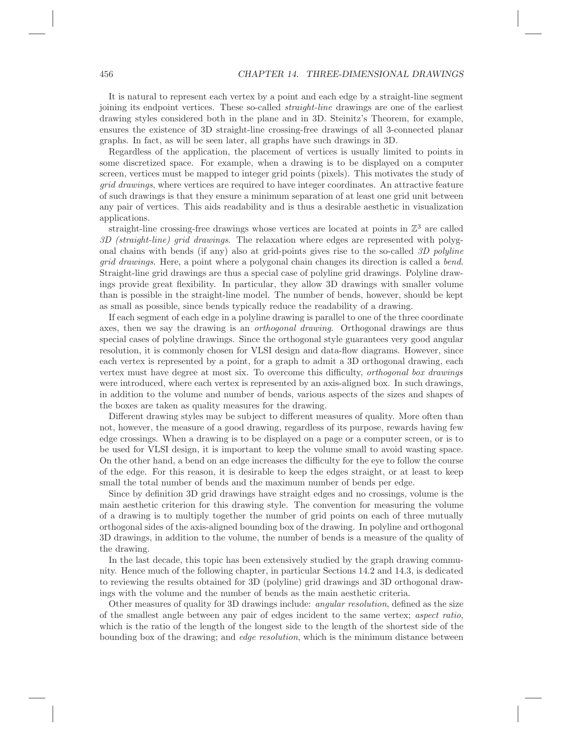It is natural to represent each vertex by a point and each edge by a straight-line segment joining its endpoint vertices. These so-called *straight-line* drawings are one of the earliest drawing styles considered both in the plane and in 3D. Steinitz's Theorem, for example, ensures the existence of 3D straight-line crossing-free drawings of all 3-connected planar graphs. In fact, as will be seen later, all graphs have such drawings in 3D.

Regardless of the application, the placement of vertices is usually limited to points in some discretized space. For example, when a drawing is to be displayed on a computer screen, vertices must be mapped to integer grid points (pixels). This motivates the study of *grid drawings*, where vertices are required to have integer coordinates. An attractive feature of such drawings is that they ensure a minimum separation of at least one grid unit between any pair of vertices. This aids readability and is thus a desirable aesthetic in visualization applications.

straight-line crossing-free drawings whose vertices are located at points in $\mathbb{Z}^3$ are called *3D (straight-line) grid drawings*. The relaxation where edges are represented with polygonal chains with bends (if any) also at grid-points gives rise to the so-called *3D polyline grid drawings*. Here, a point where a polygonal chain changes its direction is called a *bend*. Straight-line grid drawings are thus a special case of polyline grid drawings. Polyline drawings provide great flexibility. In particular, they allow 3D drawings with smaller volume than is possible in the straight-line model. The number of bends, however, should be kept as small as possible, since bends typically reduce the readability of a drawing.

If each segment of each edge in a polyline drawing is parallel to one of the three coordinate axes, then we say the drawing is an *orthogonal drawing*. Orthogonal drawings are thus special cases of polyline drawings. Since the orthogonal style guarantees very good angular resolution, it is commonly chosen for VLSI design and data-flow diagrams. However, since each vertex is represented by a point, for a graph to admit a 3D orthogonal drawing, each vertex must have degree at most six. To overcome this difficulty, *orthogonal box drawings* were introduced, where each vertex is represented by an axis-aligned box. In such drawings, in addition to the volume and number of bends, various aspects of the sizes and shapes of the boxes are taken as quality measures for the drawing.

Different drawing styles may be subject to different measures of quality. More often than not, however, the measure of a good drawing, regardless of its purpose, rewards having few edge crossings. When a drawing is to be displayed on a page or a computer screen, or is to be used for VLSI design, it is important to keep the volume small to avoid wasting space. On the other hand, a bend on an edge increases the difficulty for the eye to follow the course of the edge. For this reason, it is desirable to keep the edges straight, or at least to keep small the total number of bends and the maximum number of bends per edge.

Since by definition 3D grid drawings have straight edges and no crossings, volume is the main aesthetic criterion for this drawing style. The convention for measuring the volume of a drawing is to multiply together the number of grid points on each of three mutually orthogonal sides of the axis-aligned bounding box of the drawing. In polyline and orthogonal 3D drawings, in addition to the volume, the number of bends is a measure of the quality of the drawing.

In the last decade, this topic has been extensively studied by the graph drawing community. Hence much of the following chapter, in particular Sections 14.2 and 14.3, is dedicated to reviewing the results obtained for 3D (polyline) grid drawings and 3D orthogonal drawings with the volume and the number of bends as the main aesthetic criteria.

Other measures of quality for 3D drawings include: *angular resolution*, defined as the size of the smallest angle between any pair of edges incident to the same vertex; *aspect ratio*, which is the ratio of the length of the longest side to the length of the shortest side of the bounding box of the drawing; and *edge resolution*, which is the minimum distance between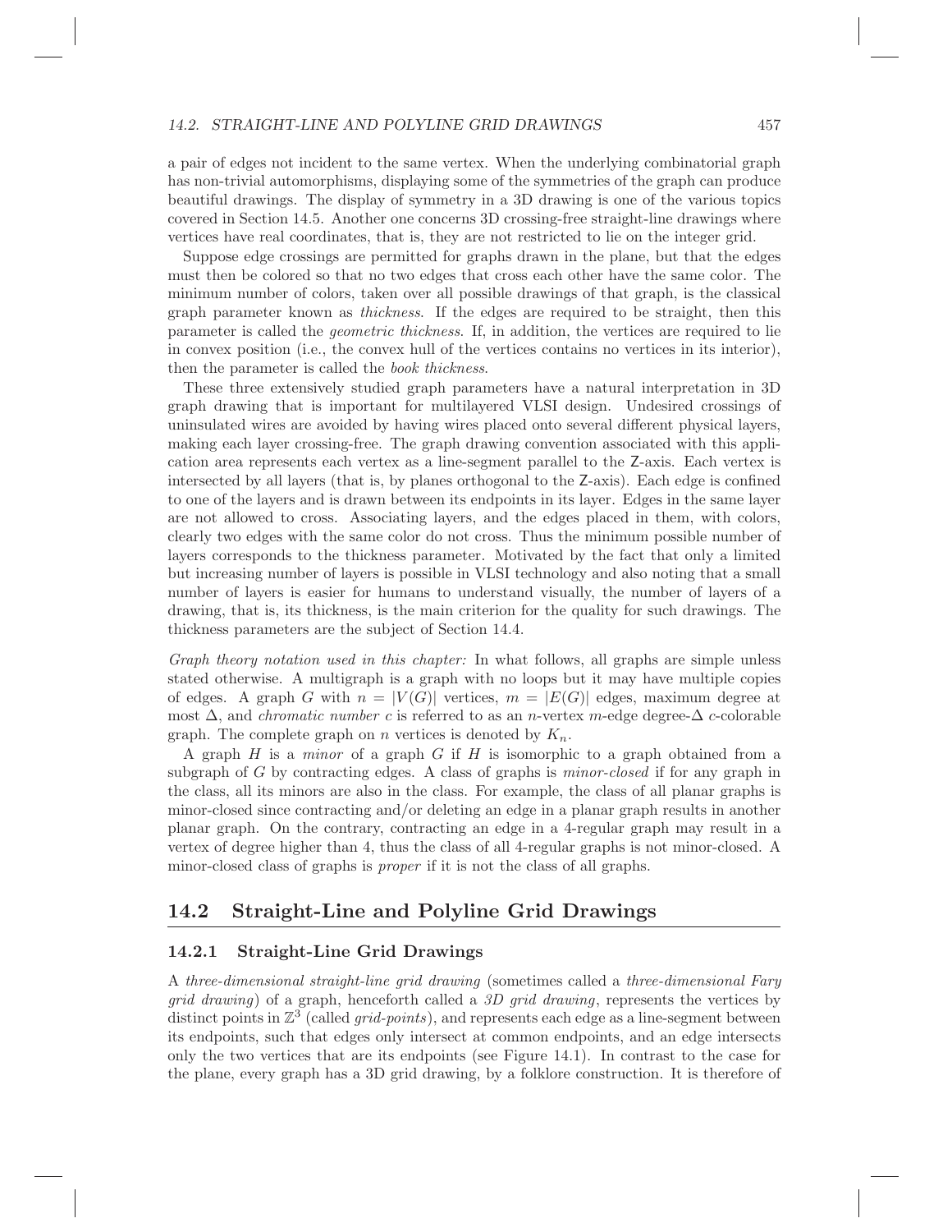a pair of edges not incident to the same vertex. When the underlying combinatorial graph has non-trivial automorphisms, displaying some of the symmetries of the graph can produce beautiful drawings. The display of symmetry in a 3D drawing is one of the various topics covered in Section 14.5. Another one concerns 3D crossing-free straight-line drawings where vertices have real coordinates, that is, they are not restricted to lie on the integer grid.

Suppose edge crossings are permitted for graphs drawn in the plane, but that the edges must then be colored so that no two edges that cross each other have the same color. The minimum number of colors, taken over all possible drawings of that graph, is the classical graph parameter known as *thickness*. If the edges are required to be straight, then this parameter is called the *geometric thickness*. If, in addition, the vertices are required to lie in convex position (i.e., the convex hull of the vertices contains no vertices in its interior), then the parameter is called the *book thickness*.

These three extensively studied graph parameters have a natural interpretation in 3D graph drawing that is important for multilayered VLSI design. Undesired crossings of uninsulated wires are avoided by having wires placed onto several different physical layers, making each layer crossing-free. The graph drawing convention associated with this application area represents each vertex as a line-segment parallel to the Z-axis. Each vertex is intersected by all layers (that is, by planes orthogonal to the Z-axis). Each edge is confined to one of the layers and is drawn between its endpoints in its layer. Edges in the same layer are not allowed to cross. Associating layers, and the edges placed in them, with colors, clearly two edges with the same color do not cross. Thus the minimum possible number of layers corresponds to the thickness parameter. Motivated by the fact that only a limited but increasing number of layers is possible in VLSI technology and also noting that a small number of layers is easier for humans to understand visually, the number of layers of a drawing, that is, its thickness, is the main criterion for the quality for such drawings. The thickness parameters are the subject of Section 14.4.

*Graph theory notation used in this chapter:* In what follows, all graphs are simple unless stated otherwise. A multigraph is a graph with no loops but it may have multiple copies of edges. A graph $G$ with $n = |V(G)|$ vertices, $m = |E(G)|$ edges, maximum degree at most $\Delta$, and *chromatic number* $c$ is referred to as an $n$-vertex $m$-edge degree-$\Delta$ $c$-colorable graph. The complete graph on $n$ vertices is denoted by $K_n$.

A graph $H$ is a *minor* of a graph $G$ if $H$ is isomorphic to a graph obtained from a subgraph of $G$ by contracting edges. A class of graphs is *minor-closed* if for any graph in the class, all its minors are also in the class. For example, the class of all planar graphs is minor-closed since contracting and/or deleting an edge in a planar graph results in another planar graph. On the contrary, contracting an edge in a 4-regular graph may result in a vertex of degree higher than 4, thus the class of all 4-regular graphs is not minor-closed. A minor-closed class of graphs is *proper* if it is not the class of all graphs.

## 14.2 Straight-Line and Polyline Grid Drawings

### 14.2.1 Straight-Line Grid Drawings

A *three-dimensional straight-line grid drawing* (sometimes called a *three-dimensional Fary grid drawing*) of a graph, henceforth called a *3D grid drawing*, represents the vertices by distinct points in $\mathbb{Z}^3$ (called *grid-points*), and represents each edge as a line-segment between its endpoints, such that edges only intersect at common endpoints, and an edge intersects only the two vertices that are its endpoints (see Figure 14.1). In contrast to the case for the plane, every graph has a 3D grid drawing, by a folklore construction. It is therefore of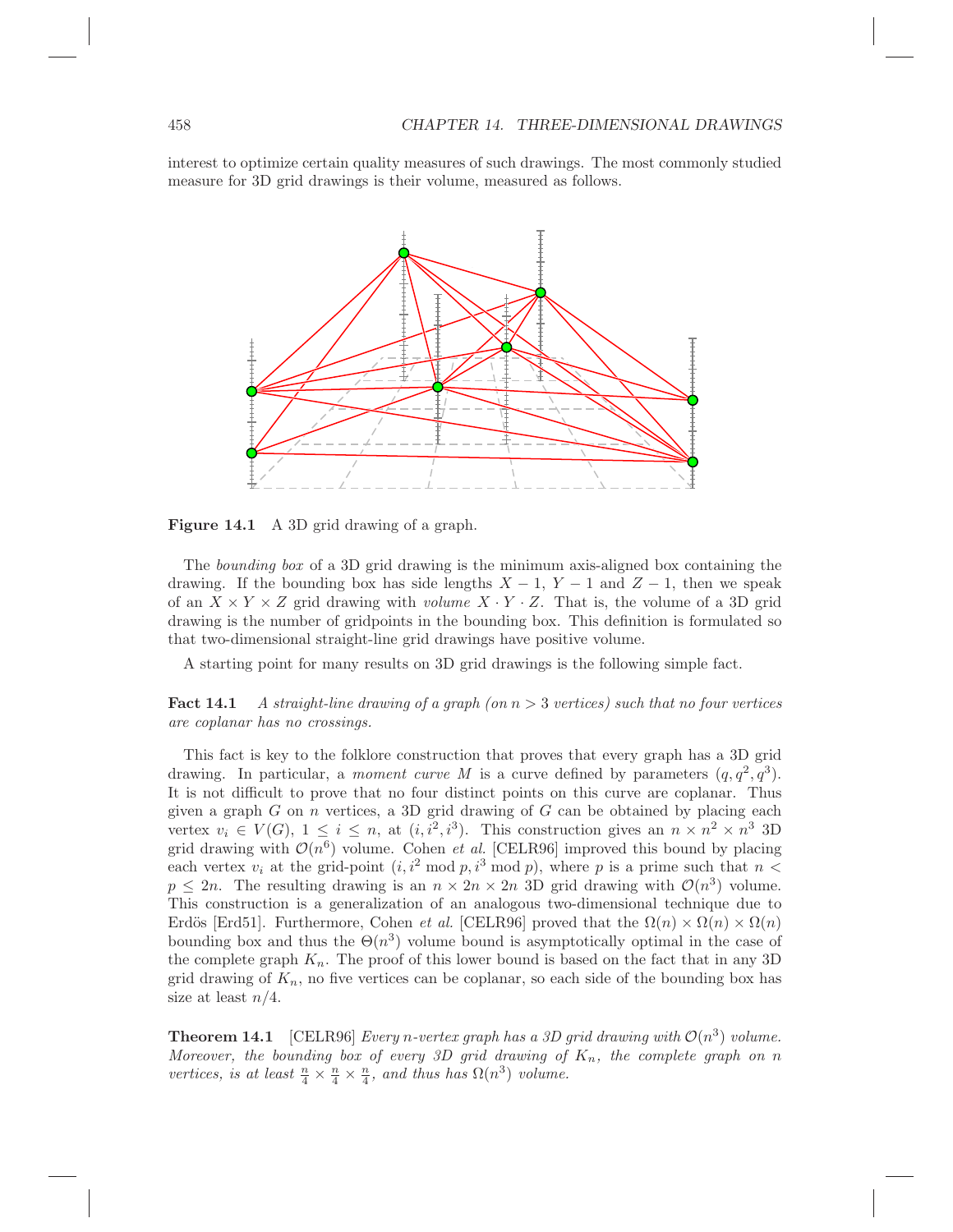interest to optimize certain quality measures of such drawings. The most commonly studied measure for 3D grid drawings is their volume, measured as follows.

**Figure 14.1** A 3D grid drawing of a graph.

The *bounding box* of a 3D grid drawing is the minimum axis-aligned box containing the drawing. If the bounding box has side lengths $X-1$, $Y-1$ and $Z-1$, then we speak of an $X \times Y \times Z$ grid drawing with *volume* $X \cdot Y \cdot Z$. That is, the volume of a 3D grid drawing is the number of gridpoints in the bounding box. This definition is formulated so that two-dimensional straight-line grid drawings have positive volume.

A starting point for many results on 3D grid drawings is the following simple fact.

**Fact 14.1** *A straight-line drawing of a graph (on $n > 3$ vertices) such that no four vertices are coplanar has no crossings.*

This fact is key to the folklore construction that proves that every graph has a 3D grid drawing. In particular, a *moment curve* $M$ is a curve defined by parameters $(q, q^2, q^3)$. It is not difficult to prove that no four distinct points on this curve are coplanar. Thus given a graph $G$ on $n$ vertices, a 3D grid drawing of $G$ can be obtained by placing each vertex $v_i \in V(G)$, $1 \leq i \leq n$, at $(i, i^2, i^3)$. This construction gives an $n \times n^2 \times n^3$ 3D grid drawing with $\mathcal{O}(n^6)$ volume. Cohen *et al.* [CELR96] improved this bound by placing each vertex $v_i$ at the grid-point $(i, i^2 \bmod p, i^3 \bmod p)$, where $p$ is a prime such that $n < p \leq 2n$. The resulting drawing is an $n \times 2n \times 2n$ 3D grid drawing with $\mathcal{O}(n^3)$ volume. This construction is a generalization of an analogous two-dimensional technique due to Erdös [Erd51]. Furthermore, Cohen *et al.* [CELR96] proved that the $\Omega(n) \times \Omega(n) \times \Omega(n)$ bounding box and thus the $\Theta(n^3)$ volume bound is asymptotically optimal in the case of the complete graph $K_n$. The proof of this lower bound is based on the fact that in any 3D grid drawing of $K_n$, no five vertices can be coplanar, so each side of the bounding box has size at least $n/4$.

**Theorem 14.1** [CELR96] *Every $n$-vertex graph has a 3D grid drawing with $\mathcal{O}(n^3)$ volume. Moreover, the bounding box of every 3D grid drawing of $K_n$, the complete graph on $n$ vertices, is at least $\frac{n}{4} \times \frac{n}{4} \times \frac{n}{4}$, and thus has $\Omega(n^3)$ volume.*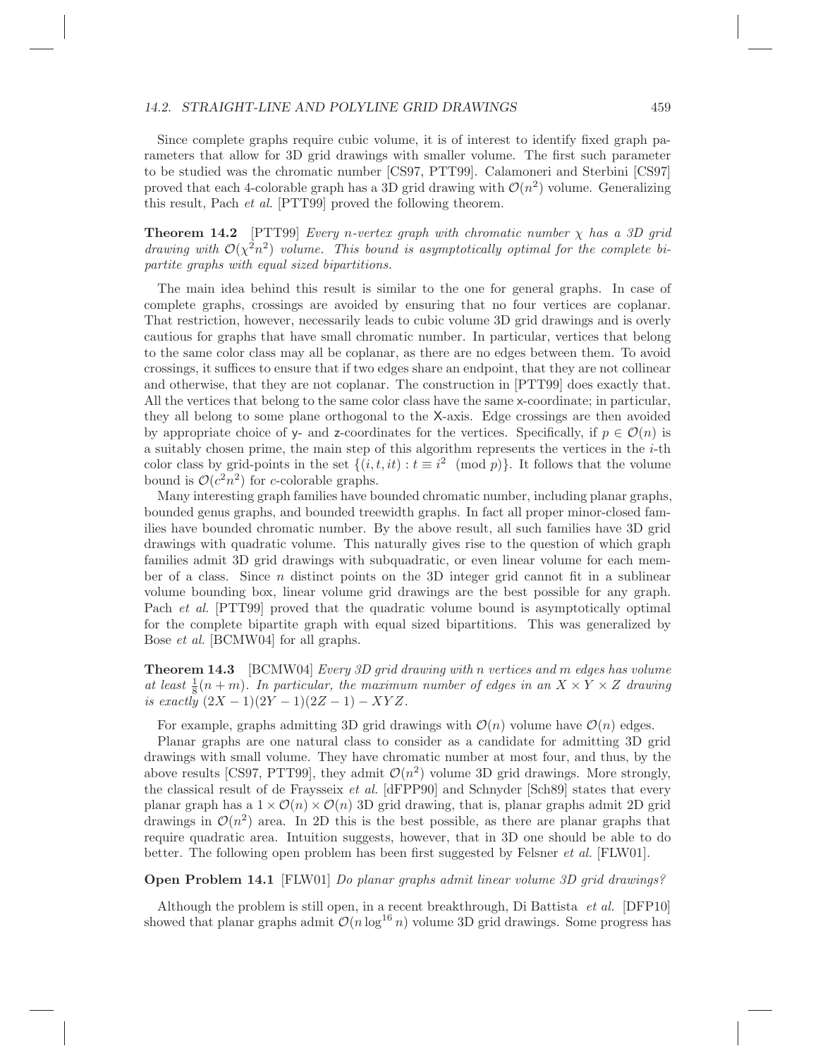Since complete graphs require cubic volume, it is of interest to identify fixed graph parameters that allow for 3D grid drawings with smaller volume. The first such parameter to be studied was the chromatic number [CS97, PTT99]. Calamoneri and Sterbini [CS97] proved that each 4-colorable graph has a 3D grid drawing with $\mathcal{O}(n^2)$ volume. Generalizing this result, Pach *et al.* [PTT99] proved the following theorem.

**Theorem 14.2** [PTT99] *Every $n$-vertex graph with chromatic number $\chi$ has a 3D grid drawing with $\mathcal{O}(\chi^2 n^2)$ volume. This bound is asymptotically optimal for the complete bipartite graphs with equal sized bipartitions.*

The main idea behind this result is similar to the one for general graphs. In case of complete graphs, crossings are avoided by ensuring that no four vertices are coplanar. That restriction, however, necessarily leads to cubic volume 3D grid drawings and is overly cautious for graphs that have small chromatic number. In particular, vertices that belong to the same color class may all be coplanar, as there are no edges between them. To avoid crossings, it suffices to ensure that if two edges share an endpoint, that they are not collinear and otherwise, that they are not coplanar. The construction in [PTT99] does exactly that. All the vertices that belong to the same color class have the same x-coordinate; in particular, they all belong to some plane orthogonal to the X-axis. Edge crossings are then avoided by appropriate choice of y- and z-coordinates for the vertices. Specifically, if $p \in \mathcal{O}(n)$ is a suitably chosen prime, the main step of this algorithm represents the vertices in the $i$-th color class by grid-points in the set $\{(i, t, it) : t \equiv i^2 \pmod{p}\}$. It follows that the volume bound is $\mathcal{O}(c^2 n^2)$ for $c$-colorable graphs.

Many interesting graph families have bounded chromatic number, including planar graphs, bounded genus graphs, and bounded treewidth graphs. In fact all proper minor-closed families have bounded chromatic number. By the above result, all such families have 3D grid drawings with quadratic volume. This naturally gives rise to the question of which graph families admit 3D grid drawings with subquadratic, or even linear volume for each member of a class. Since $n$ distinct points on the 3D integer grid cannot fit in a sublinear volume bounding box, linear volume grid drawings are the best possible for any graph. Pach *et al.* [PTT99] proved that the quadratic volume bound is asymptotically optimal for the complete bipartite graph with equal sized bipartitions. This was generalized by Bose *et al.* [BCMW04] for all graphs.

**Theorem 14.3** [BCMW04] *Every 3D grid drawing with $n$ vertices and $m$ edges has volume at least $\frac{1}{8}(n+m)$. In particular, the maximum number of edges in an $X \times Y \times Z$ drawing is exactly $(2X-1)(2Y-1)(2Z-1) - XYZ$.*

For example, graphs admitting 3D grid drawings with $\mathcal{O}(n)$ volume have $\mathcal{O}(n)$ edges.

Planar graphs are one natural class to consider as a candidate for admitting 3D grid drawings with small volume. They have chromatic number at most four, and thus, by the above results [CS97, PTT99], they admit $\mathcal{O}(n^2)$ volume 3D grid drawings. More strongly, the classical result of de Fraysseix *et al.* [dFPP90] and Schnyder [Sch89] states that every planar graph has a $1 \times \mathcal{O}(n) \times \mathcal{O}(n)$ 3D grid drawing, that is, planar graphs admit 2D grid drawings in $\mathcal{O}(n^2)$ area. In 2D this is the best possible, as there are planar graphs that require quadratic area. Intuition suggests, however, that in 3D one should be able to do better. The following open problem has been first suggested by Felsner *et al.* [FLW01].

**Open Problem 14.1** [FLW01] *Do planar graphs admit linear volume 3D grid drawings?*

Although the problem is still open, in a recent breakthrough, Di Battista *et al.* [DFP10] showed that planar graphs admit $\mathcal{O}(n \log^{16} n)$ volume 3D grid drawings. Some progress has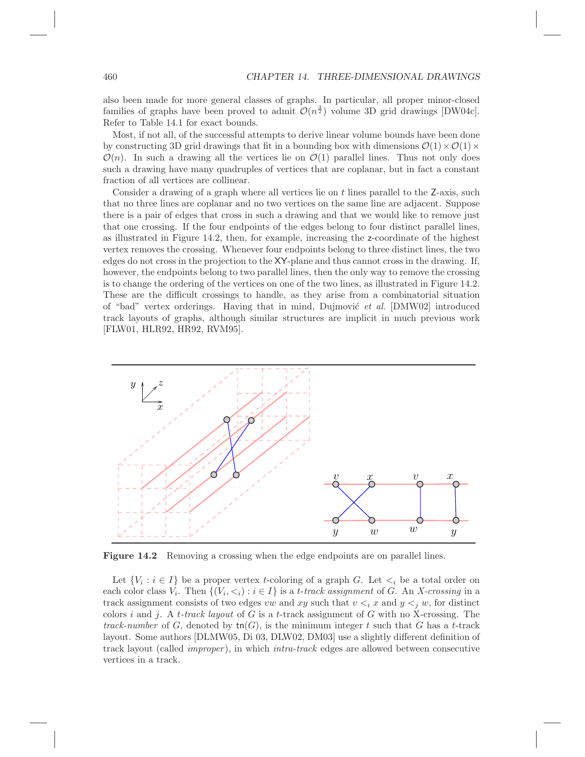also been made for more general classes of graphs. In particular, all proper minor-closed families of graphs have been proved to admit $\mathcal{O}(n^{\frac{3}{2}})$ volume 3D grid drawings [DW04c]. Refer to Table 14.1 for exact bounds.

Most, if not all, of the successful attempts to derive linear volume bounds have been done by constructing 3D grid drawings that fit in a bounding box with dimensions $\mathcal{O}(1) \times \mathcal{O}(1) \times \mathcal{O}(n)$. In such a drawing all the vertices lie on $\mathcal{O}(1)$ parallel lines. Thus not only does such a drawing have many quadruples of vertices that are coplanar, but in fact a constant fraction of all vertices are collinear.

Consider a drawing of a graph where all vertices lie on $t$ lines parallel to the Z-axis, such that no three lines are coplanar and no two vertices on the same line are adjacent. Suppose there is a pair of edges that cross in such a drawing and that we would like to remove just that one crossing. If the four endpoints of the edges belong to four distinct parallel lines, as illustrated in Figure 14.2, then, for example, increasing the z-coordinate of the highest vertex removes the crossing. Whenever four endpoints belong to three distinct lines, the two edges do not cross in the projection to the XY-plane and thus cannot cross in the drawing. If, however, the endpoints belong to two parallel lines, then the only way to remove the crossing is to change the ordering of the vertices on one of the two lines, as illustrated in Figure 14.2. These are the difficult crossings to handle, as they arise from a combinatorial situation of "bad" vertex orderings. Having that in mind, Dujmović *et al.* [DMW02] introduced track layouts of graphs, although similar structures are implicit in much previous work [FLW01, HLR92, HR92, RVM95].

**Figure 14.2** Removing a crossing when the edge endpoints are on parallel lines.

Let $\{V_i : i \in I\}$ be a proper vertex $t$-coloring of a graph $G$. Let $<_i$ be a total order on each color class $V_i$. Then $\{(V_i, <_i) : i \in I\}$ is a *$t$-track assignment* of $G$. An *X-crossing* in a track assignment consists of two edges $vw$ and $xy$ such that $v <_i x$ and $y <_j w$, for distinct colors $i$ and $j$. A *$t$-track layout* of $G$ is a $t$-track assignment of $G$ with no X-crossing. The *track-number* of $G$, denoted by $\mathsf{tn}(G)$, is the minimum integer $t$ such that $G$ has a $t$-track layout. Some authors [DLMW05, Di 03, DLW02, DM03] use a slightly different definition of track layout (called *improper*), in which *intra-track* edges are allowed between consecutive vertices in a track.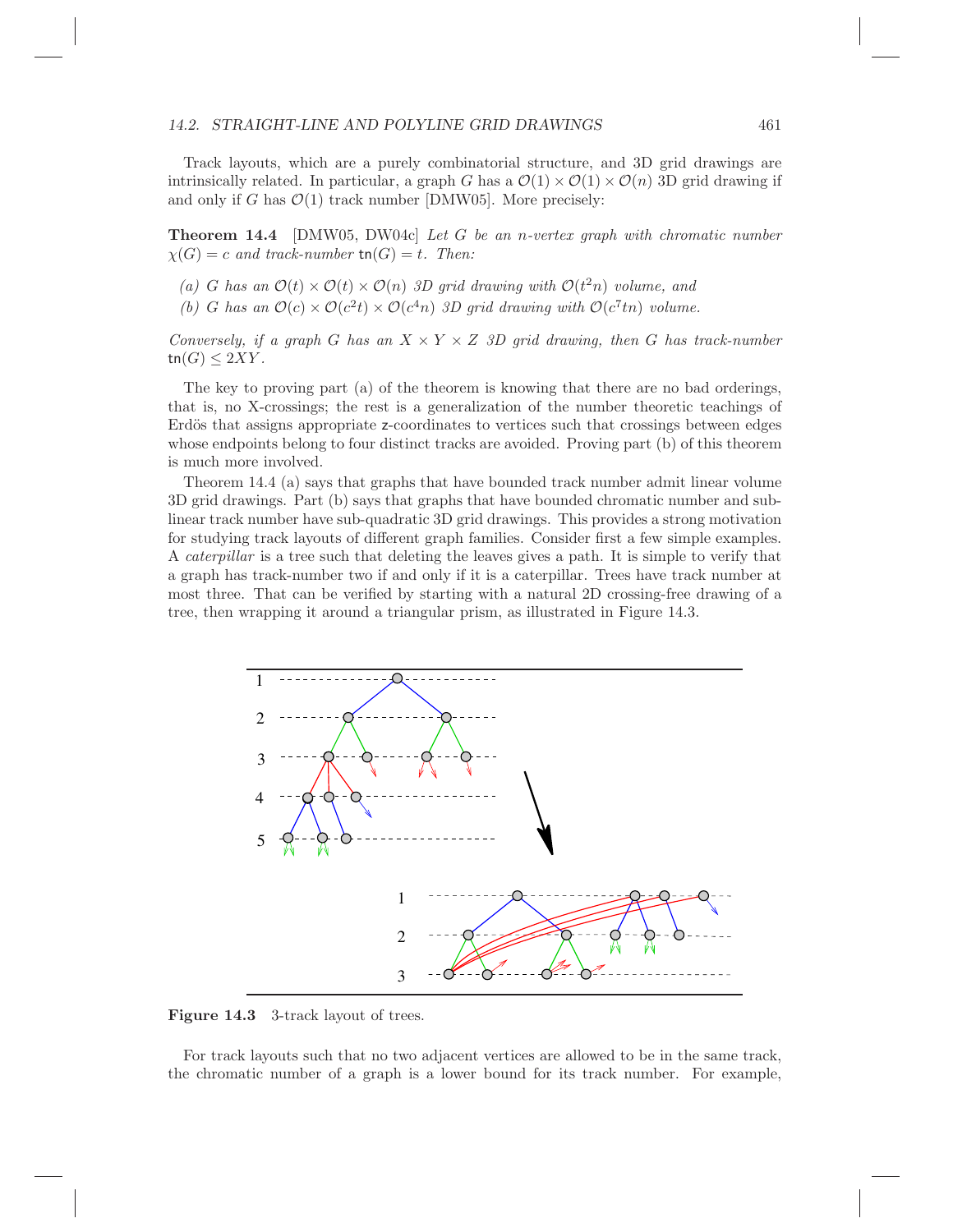Track layouts, which are a purely combinatorial structure, and 3D grid drawings are intrinsically related. In particular, a graph $G$ has a $\mathcal{O}(1) \times \mathcal{O}(1) \times \mathcal{O}(n)$ 3D grid drawing if and only if $G$ has $\mathcal{O}(1)$ track number [DMW05]. More precisely:

**Theorem 14.4** [DMW05, DW04c] *Let $G$ be an $n$-vertex graph with chromatic number $\chi(G) = c$ and track-number $\mathsf{tn}(G) = t$. Then:*

*(a) $G$ has an $\mathcal{O}(t) \times \mathcal{O}(t) \times \mathcal{O}(n)$ 3D grid drawing with $\mathcal{O}(t^2 n)$ volume, and*

*(b) $G$ has an $\mathcal{O}(c) \times \mathcal{O}(c^2 t) \times \mathcal{O}(c^4 n)$ 3D grid drawing with $\mathcal{O}(c^7 tn)$ volume.*

*Conversely, if a graph $G$ has an $X \times Y \times Z$ 3D grid drawing, then $G$ has track-number $\mathsf{tn}(G) \leq 2XY$.*

The key to proving part (a) of the theorem is knowing that there are no bad orderings, that is, no X-crossings; the rest is a generalization of the number theoretic teachings of Erdös that assigns appropriate $\mathsf{z}$-coordinates to vertices such that crossings between edges whose endpoints belong to four distinct tracks are avoided. Proving part (b) of this theorem is much more involved.

Theorem 14.4 (a) says that graphs that have bounded track number admit linear volume 3D grid drawings. Part (b) says that graphs that have bounded chromatic number and sub-linear track number have sub-quadratic 3D grid drawings. This provides a strong motivation for studying track layouts of different graph families. Consider first a few simple examples. A *caterpillar* is a tree such that deleting the leaves gives a path. It is simple to verify that a graph has track-number two if and only if it is a caterpillar. Trees have track number at most three. That can be verified by starting with a natural 2D crossing-free drawing of a tree, then wrapping it around a triangular prism, as illustrated in Figure 14.3.

**Figure 14.3** 3-track layout of trees.

For track layouts such that no two adjacent vertices are allowed to be in the same track, the chromatic number of a graph is a lower bound for its track number. For example,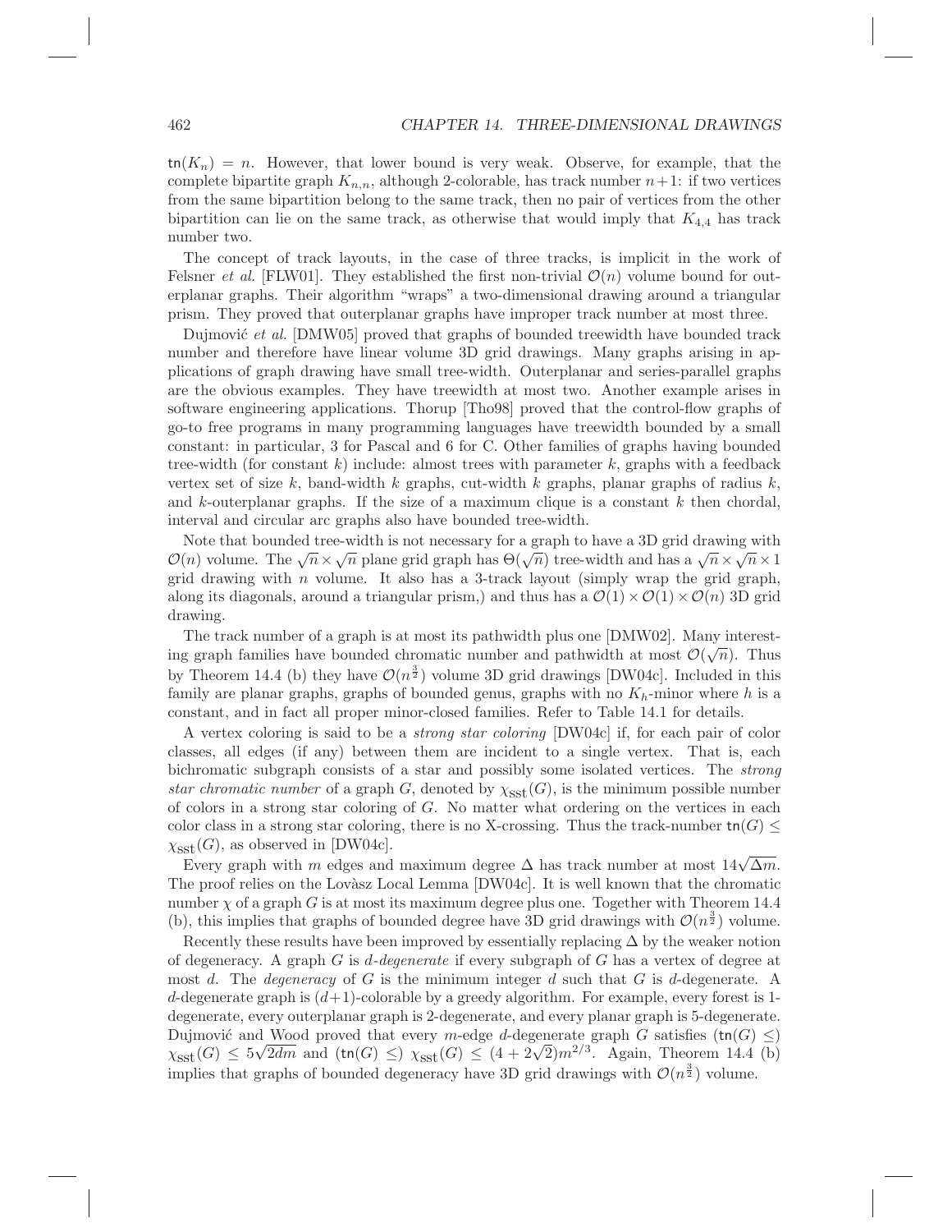$\mathsf{tn}(K_n) = n$. However, that lower bound is very weak. Observe, for example, that the complete bipartite graph $K_{n,n}$, although 2-colorable, has track number $n+1$: if two vertices from the same bipartition belong to the same track, then no pair of vertices from the other bipartition can lie on the same track, as otherwise that would imply that $K_{4,4}$ has track number two.

The concept of track layouts, in the case of three tracks, is implicit in the work of Felsner *et al.* [FLW01]. They established the first non-trivial $\mathcal{O}(n)$ volume bound for outerplanar graphs. Their algorithm "wraps" a two-dimensional drawing around a triangular prism. They proved that outerplanar graphs have improper track number at most three.

Dujmović *et al.* [DMW05] proved that graphs of bounded treewidth have bounded track number and therefore have linear volume 3D grid drawings. Many graphs arising in applications of graph drawing have small tree-width. Outerplanar and series-parallel graphs are the obvious examples. They have treewidth at most two. Another example arises in software engineering applications. Thorup [Tho98] proved that the control-flow graphs of go-to free programs in many programming languages have treewidth bounded by a small constant: in particular, 3 for Pascal and 6 for C. Other families of graphs having bounded tree-width (for constant $k$) include: almost trees with parameter $k$, graphs with a feedback vertex set of size $k$, band-width $k$ graphs, cut-width $k$ graphs, planar graphs of radius $k$, and $k$-outerplanar graphs. If the size of a maximum clique is a constant $k$ then chordal, interval and circular arc graphs also have bounded tree-width.

Note that bounded tree-width is not necessary for a graph to have a 3D grid drawing with $\mathcal{O}(n)$ volume. The $\sqrt{n} \times \sqrt{n}$ plane grid graph has $\Theta(\sqrt{n})$ tree-width and has a $\sqrt{n} \times \sqrt{n} \times 1$ grid drawing with $n$ volume. It also has a 3-track layout (simply wrap the grid graph, along its diagonals, around a triangular prism,) and thus has a $\mathcal{O}(1) \times \mathcal{O}(1) \times \mathcal{O}(n)$ 3D grid drawing.

The track number of a graph is at most its pathwidth plus one [DMW02]. Many interesting graph families have bounded chromatic number and pathwidth at most $\mathcal{O}(\sqrt{n})$. Thus by Theorem 14.4 (b) they have $\mathcal{O}(n^{\frac{3}{2}})$ volume 3D grid drawings [DW04c]. Included in this family are planar graphs, graphs of bounded genus, graphs with no $K_h$-minor where $h$ is a constant, and in fact all proper minor-closed families. Refer to Table 14.1 for details.

A vertex coloring is said to be a *strong star coloring* [DW04c] if, for each pair of color classes, all edges (if any) between them are incident to a single vertex. That is, each bichromatic subgraph consists of a star and possibly some isolated vertices. The *strong star chromatic number* of a graph $G$, denoted by $\chi_{\text{sst}}(G)$, is the minimum possible number of colors in a strong star coloring of $G$. No matter what ordering on the vertices in each color class in a strong star coloring, there is no X-crossing. Thus the track-number $\mathsf{tn}(G) \leq \chi_{\text{sst}}(G)$, as observed in [DW04c].

Every graph with $m$ edges and maximum degree $\Delta$ has track number at most $14\sqrt{\Delta m}$. The proof relies on the Lovàsz Local Lemma [DW04c]. It is well known that the chromatic number $\chi$ of a graph $G$ is at most its maximum degree plus one. Together with Theorem 14.4 (b), this implies that graphs of bounded degree have 3D grid drawings with $\mathcal{O}(n^{\frac{3}{2}})$ volume.

Recently these results have been improved by essentially replacing $\Delta$ by the weaker notion of degeneracy. A graph $G$ is *$d$-degenerate* if every subgraph of $G$ has a vertex of degree at most $d$. The *degeneracy* of $G$ is the minimum integer $d$ such that $G$ is $d$-degenerate. A $d$-degenerate graph is $(d+1)$-colorable by a greedy algorithm. For example, every forest is 1-degenerate, every outerplanar graph is 2-degenerate, and every planar graph is 5-degenerate. Dujmović and Wood proved that every $m$-edge $d$-degenerate graph $G$ satisfies $(\mathsf{tn}(G) \leq)$ $\chi_{\text{sst}}(G) \leq 5\sqrt{2dm}$ and $(\mathsf{tn}(G) \leq)$ $\chi_{\text{sst}}(G) \leq (4 + 2\sqrt{2})m^{2/3}$. Again, Theorem 14.4 (b) implies that graphs of bounded degeneracy have 3D grid drawings with $\mathcal{O}(n^{\frac{3}{2}})$ volume.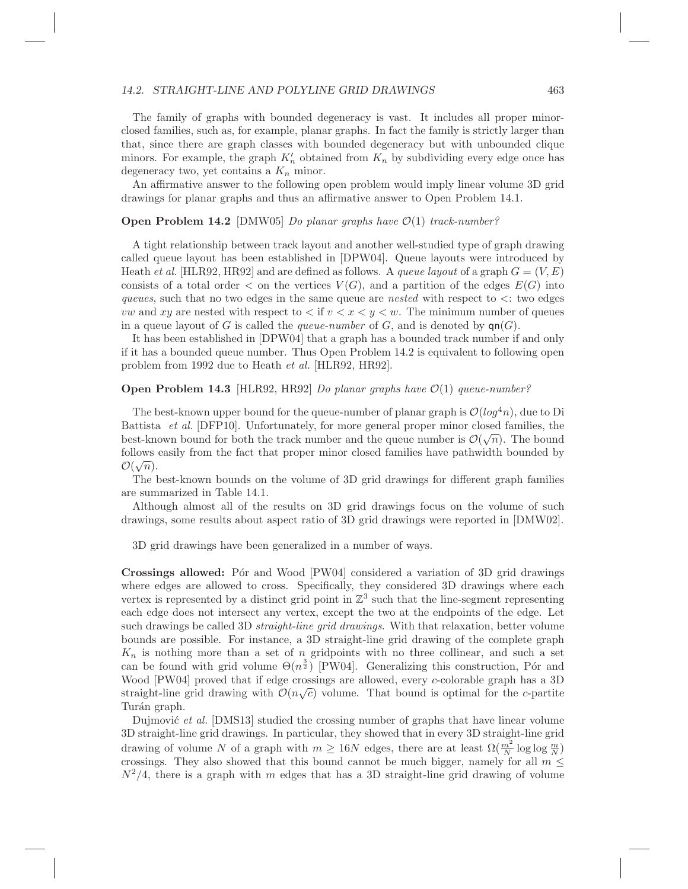The family of graphs with bounded degeneracy is vast. It includes all proper minor-closed families, such as, for example, planar graphs. In fact the family is strictly larger than that, since there are graph classes with bounded degeneracy but with unbounded clique minors. For example, the graph $K'_n$ obtained from $K_n$ by subdividing every edge once has degeneracy two, yet contains a $K_n$ minor.

An affirmative answer to the following open problem would imply linear volume 3D grid drawings for planar graphs and thus an affirmative answer to Open Problem 14.1.

**Open Problem 14.2** [DMW05] *Do planar graphs have $\mathcal{O}(1)$ track-number?*

A tight relationship between track layout and another well-studied type of graph drawing called queue layout has been established in [DPW04]. Queue layouts were introduced by Heath *et al.* [HLR92, HR92] and are defined as follows. A *queue layout* of a graph $G = (V, E)$ consists of a total order $<$ on the vertices $V(G)$, and a partition of the edges $E(G)$ into *queues*, such that no two edges in the same queue are *nested* with respect to $<$: two edges $vw$ and $xy$ are nested with respect to $<$ if $v < x < y < w$. The minimum number of queues in a queue layout of $G$ is called the *queue-number* of $G$, and is denoted by $\mathsf{qn}(G)$.

It has been established in [DPW04] that a graph has a bounded track number if and only if it has a bounded queue number. Thus Open Problem 14.2 is equivalent to following open problem from 1992 due to Heath *et al.* [HLR92, HR92].

**Open Problem 14.3** [HLR92, HR92] *Do planar graphs have $\mathcal{O}(1)$ queue-number?*

The best-known upper bound for the queue-number of planar graph is $\mathcal{O}(log^4 n)$, due to Di Battista *et al.* [DFP10]. Unfortunately, for more general proper minor closed families, the best-known bound for both the track number and the queue number is $\mathcal{O}(\sqrt{n})$. The bound follows easily from the fact that proper minor closed families have pathwidth bounded by $\mathcal{O}(\sqrt{n})$.

The best-known bounds on the volume of 3D grid drawings for different graph families are summarized in Table 14.1.

Although almost all of the results on 3D grid drawings focus on the volume of such drawings, some results about aspect ratio of 3D grid drawings were reported in [DMW02].

3D grid drawings have been generalized in a number of ways.

**Crossings allowed:** Pór and Wood [PW04] considered a variation of 3D grid drawings where edges are allowed to cross. Specifically, they considered 3D drawings where each vertex is represented by a distinct grid point in $\mathbb{Z}^3$ such that the line-segment representing each edge does not intersect any vertex, except the two at the endpoints of the edge. Let such drawings be called 3D *straight-line grid drawings*. With that relaxation, better volume bounds are possible. For instance, a 3D straight-line grid drawing of the complete graph $K_n$ is nothing more than a set of $n$ gridpoints with no three collinear, and such a set can be found with grid volume $\Theta(n^{\frac{3}{2}})$ [PW04]. Generalizing this construction, Pór and Wood [PW04] proved that if edge crossings are allowed, every $c$-colorable graph has a 3D straight-line grid drawing with $\mathcal{O}(n\sqrt{c})$ volume. That bound is optimal for the $c$-partite Turán graph.

Dujmović *et al.* [DMS13] studied the crossing number of graphs that have linear volume 3D straight-line grid drawings. In particular, they showed that in every 3D straight-line grid drawing of volume $N$ of a graph with $m \geq 16N$ edges, there are at least $\Omega(\frac{m^2}{N}\log\log\frac{m}{N})$ crossings. They also showed that this bound cannot be much bigger, namely for all $m \leq N^2/4$, there is a graph with $m$ edges that has a 3D straight-line grid drawing of volume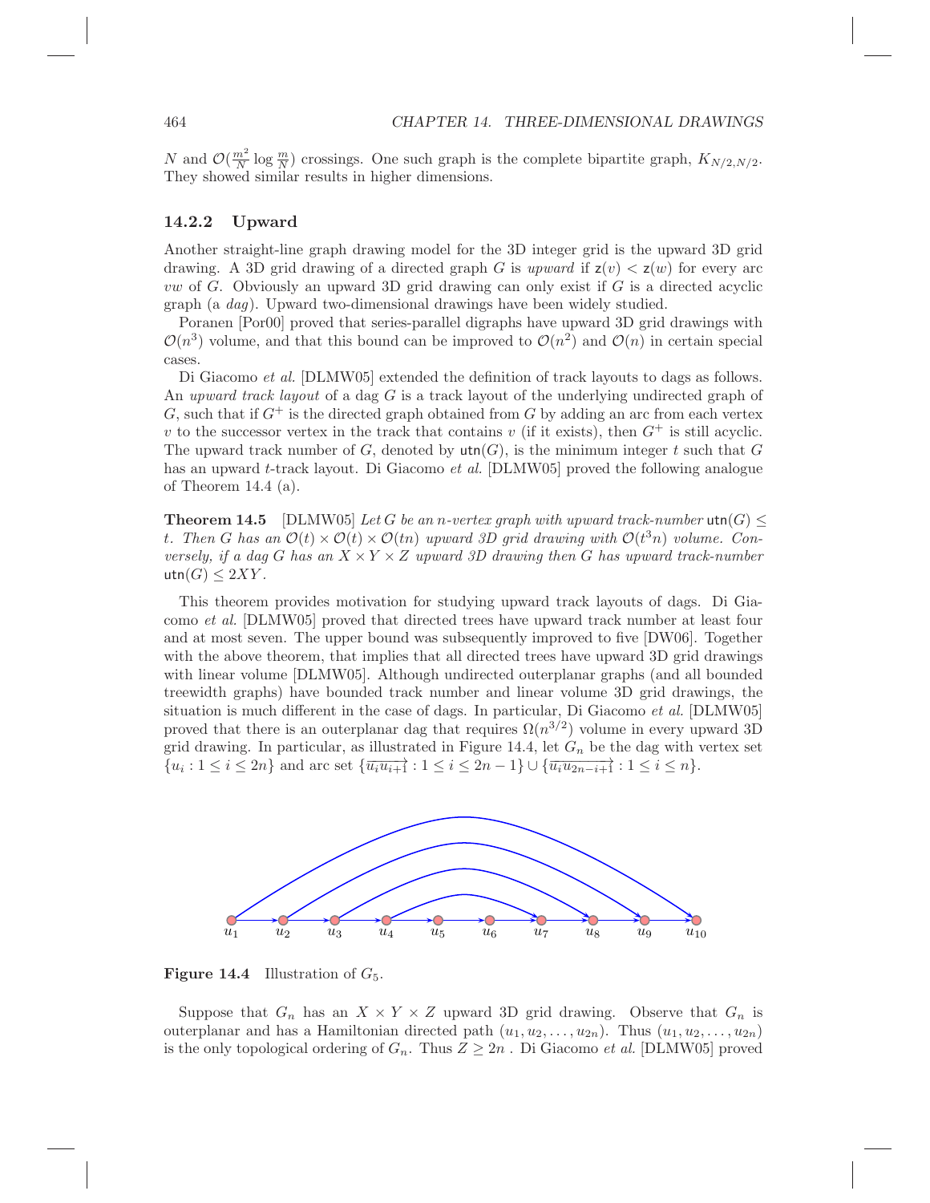$N$ and $\mathcal{O}(\frac{m^2}{N}\log\frac{m}{N})$ crossings. One such graph is the complete bipartite graph, $K_{N/2,N/2}$. They showed similar results in higher dimensions.

### 14.2.2 Upward

Another straight-line graph drawing model for the 3D integer grid is the upward 3D grid drawing. A 3D grid drawing of a directed graph $G$ is *upward* if $\mathsf{z}(v) < \mathsf{z}(w)$ for every arc $vw$ of $G$. Obviously an upward 3D grid drawing can only exist if $G$ is a directed acyclic graph (a *dag*). Upward two-dimensional drawings have been widely studied.

Poranen [Por00] proved that series-parallel digraphs have upward 3D grid drawings with $\mathcal{O}(n^3)$ volume, and that this bound can be improved to $\mathcal{O}(n^2)$ and $\mathcal{O}(n)$ in certain special cases.

Di Giacomo *et al.* [DLMW05] extended the definition of track layouts to dags as follows. An *upward track layout* of a dag $G$ is a track layout of the underlying undirected graph of $G$, such that if $G^+$ is the directed graph obtained from $G$ by adding an arc from each vertex $v$ to the successor vertex in the track that contains $v$ (if it exists), then $G^+$ is still acyclic. The upward track number of $G$, denoted by $\mathsf{utn}(G)$, is the minimum integer $t$ such that $G$ has an upward $t$-track layout. Di Giacomo *et al.* [DLMW05] proved the following analogue of Theorem 14.4 (a).

**Theorem 14.5** [DLMW05] *Let $G$ be an $n$-vertex graph with upward track-number $\mathsf{utn}(G) \leq t$. Then $G$ has an $\mathcal{O}(t) \times \mathcal{O}(t) \times \mathcal{O}(tn)$ upward 3D grid drawing with $\mathcal{O}(t^3 n)$ volume. Conversely, if a dag $G$ has an $X \times Y \times Z$ upward 3D drawing then $G$ has upward track-number $\mathsf{utn}(G) \leq 2XY$.*

This theorem provides motivation for studying upward track layouts of dags. Di Giacomo *et al.* [DLMW05] proved that directed trees have upward track number at least four and at most seven. The upper bound was subsequently improved to five [DW06]. Together with the above theorem, that implies that all directed trees have upward 3D grid drawings with linear volume [DLMW05]. Although undirected outerplanar graphs (and all bounded treewidth graphs) have bounded track number and linear volume 3D grid drawings, the situation is much different in the case of dags. In particular, Di Giacomo *et al.* [DLMW05] proved that there is an outerplanar dag that requires $\Omega(n^{3/2})$ volume in every upward 3D grid drawing. In particular, as illustrated in Figure 14.4, let $G_n$ be the dag with vertex set $\{u_i : 1 \leq i \leq 2n\}$ and arc set $\{\overrightarrow{u_i u_{i+1}} : 1 \leq i \leq 2n-1\} \cup \{\overrightarrow{u_i u_{2n-i+1}} : 1 \leq i \leq n\}$.

**Figure 14.4** Illustration of $G_5$.

Suppose that $G_n$ has an $X \times Y \times Z$ upward 3D grid drawing. Observe that $G_n$ is outerplanar and has a Hamiltonian directed path $(u_1, u_2, \ldots, u_{2n})$. Thus $(u_1, u_2, \ldots, u_{2n})$ is the only topological ordering of $G_n$. Thus $Z \geq 2n$ . Di Giacomo *et al.* [DLMW05] proved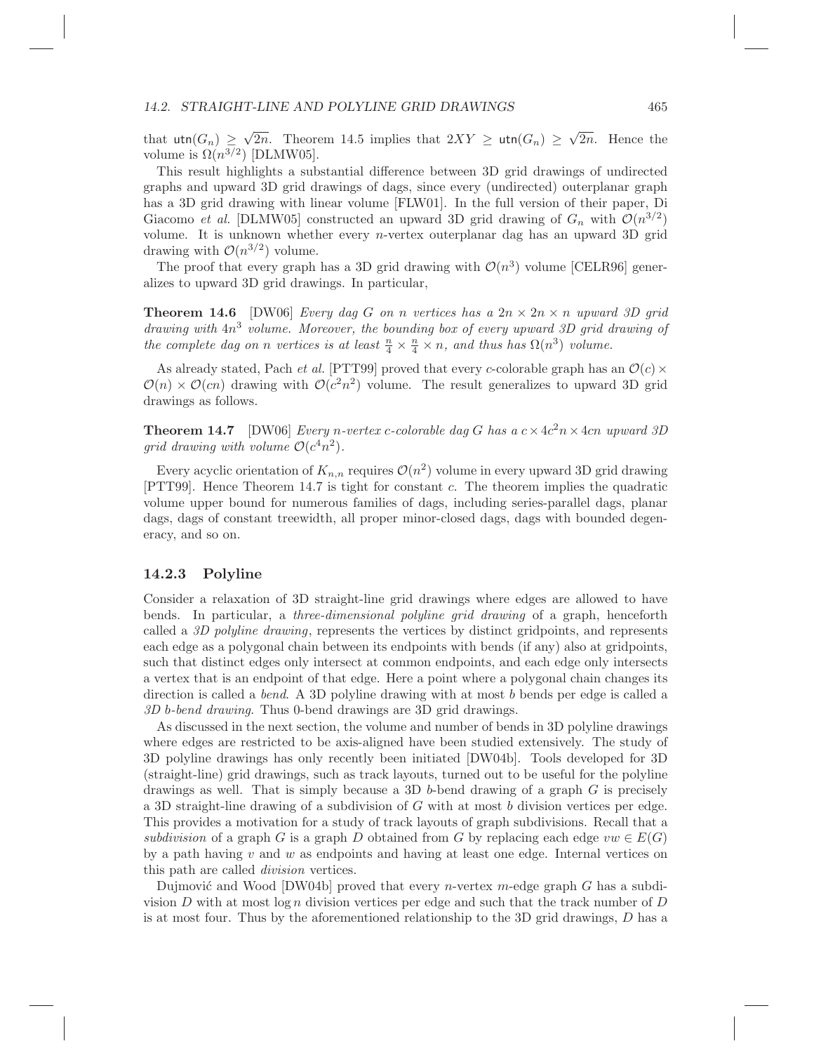that $\mathsf{utn}(G_n) \geq \sqrt{2n}$. Theorem 14.5 implies that $2XY \geq \mathsf{utn}(G_n) \geq \sqrt{2n}$. Hence the volume is $\Omega(n^{3/2})$ [DLMW05].

This result highlights a substantial difference between 3D grid drawings of undirected graphs and upward 3D grid drawings of dags, since every (undirected) outerplanar graph has a 3D grid drawing with linear volume [FLW01]. In the full version of their paper, Di Giacomo *et al.* [DLMW05] constructed an upward 3D grid drawing of $G_n$ with $\mathcal{O}(n^{3/2})$ volume. It is unknown whether every $n$-vertex outerplanar dag has an upward 3D grid drawing with $\mathcal{O}(n^{3/2})$ volume.

The proof that every graph has a 3D grid drawing with $\mathcal{O}(n^3)$ volume [CELR96] generalizes to upward 3D grid drawings. In particular,

**Theorem 14.6** [DW06] *Every dag $G$ on $n$ vertices has a $2n \times 2n \times n$ upward 3D grid drawing with $4n^3$ volume. Moreover, the bounding box of every upward 3D grid drawing of the complete dag on $n$ vertices is at least $\frac{n}{4} \times \frac{n}{4} \times n$, and thus has $\Omega(n^3)$ volume.*

As already stated, Pach *et al.* [PTT99] proved that every $c$-colorable graph has an $\mathcal{O}(c) \times \mathcal{O}(n) \times \mathcal{O}(cn)$ drawing with $\mathcal{O}(c^2 n^2)$ volume. The result generalizes to upward 3D grid drawings as follows.

**Theorem 14.7** [DW06] *Every $n$-vertex $c$-colorable dag $G$ has a $c \times 4c^2 n \times 4cn$ upward 3D grid drawing with volume $\mathcal{O}(c^4 n^2)$.*

Every acyclic orientation of $K_{n,n}$ requires $\mathcal{O}(n^2)$ volume in every upward 3D grid drawing [PTT99]. Hence Theorem 14.7 is tight for constant $c$. The theorem implies the quadratic volume upper bound for numerous families of dags, including series-parallel dags, planar dags, dags of constant treewidth, all proper minor-closed dags, dags with bounded degeneracy, and so on.

### 14.2.3 Polyline

Consider a relaxation of 3D straight-line grid drawings where edges are allowed to have bends. In particular, a *three-dimensional polyline grid drawing* of a graph, henceforth called a *3D polyline drawing*, represents the vertices by distinct gridpoints, and represents each edge as a polygonal chain between its endpoints with bends (if any) also at gridpoints, such that distinct edges only intersect at common endpoints, and each edge only intersects a vertex that is an endpoint of that edge. Here a point where a polygonal chain changes its direction is called a *bend*. A 3D polyline drawing with at most $b$ bends per edge is called a *3D $b$-bend drawing*. Thus 0-bend drawings are 3D grid drawings.

As discussed in the next section, the volume and number of bends in 3D polyline drawings where edges are restricted to be axis-aligned have been studied extensively. The study of 3D polyline drawings has only recently been initiated [DW04b]. Tools developed for 3D (straight-line) grid drawings, such as track layouts, turned out to be useful for the polyline drawings as well. That is simply because a 3D $b$-bend drawing of a graph $G$ is precisely a 3D straight-line drawing of a subdivision of $G$ with at most $b$ division vertices per edge. This provides a motivation for a study of track layouts of graph subdivisions. Recall that a *subdivision* of a graph $G$ is a graph $D$ obtained from $G$ by replacing each edge $vw \in E(G)$ by a path having $v$ and $w$ as endpoints and having at least one edge. Internal vertices on this path are called *division* vertices.

Dujmović and Wood [DW04b] proved that every $n$-vertex $m$-edge graph $G$ has a subdivision $D$ with at most $\log n$ division vertices per edge and such that the track number of $D$ is at most four. Thus by the aforementioned relationship to the 3D grid drawings, $D$ has a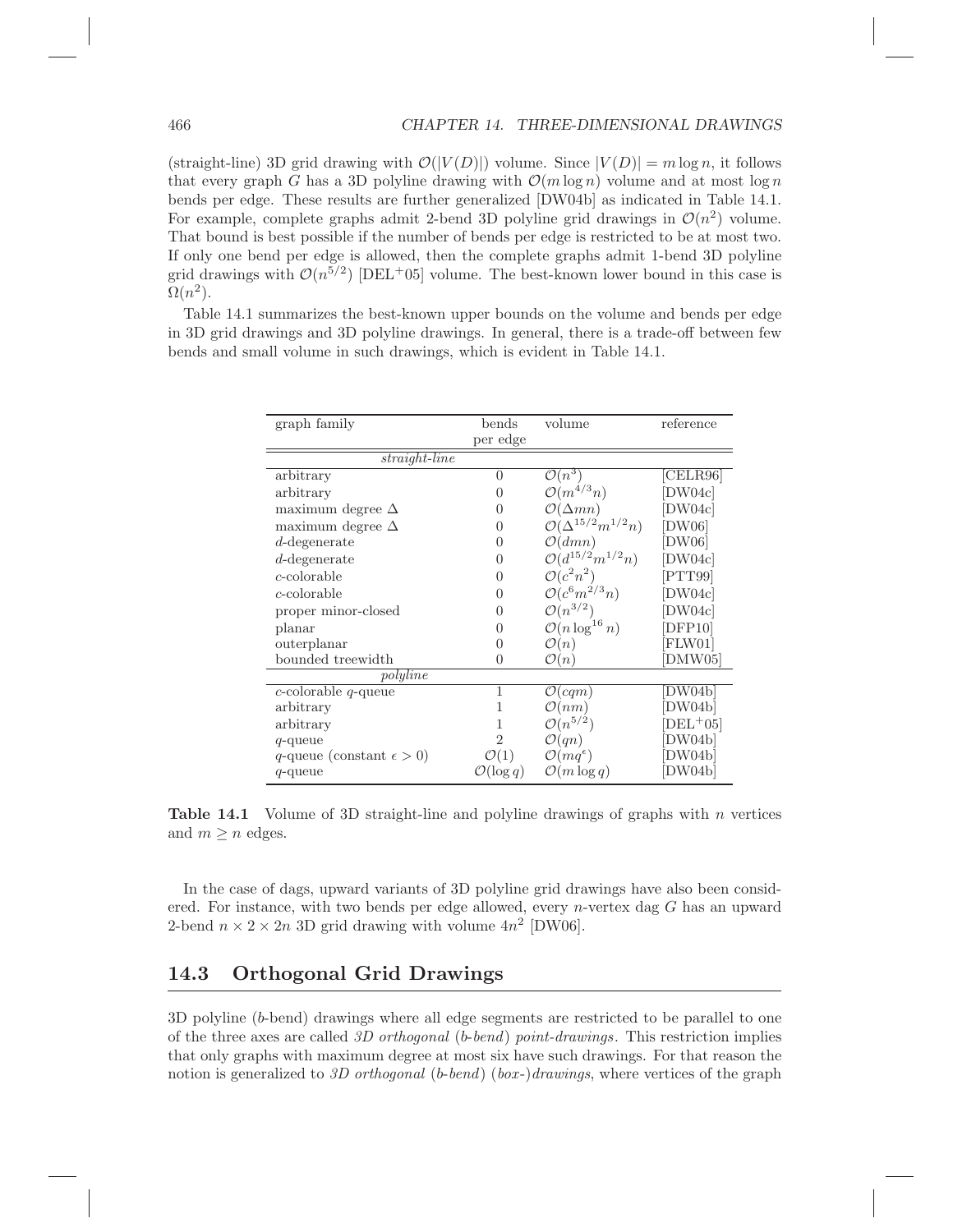(straight-line) 3D grid drawing with $\mathcal{O}(|V(D)|)$ volume. Since $|V(D)| = m \log n$, it follows that every graph $G$ has a 3D polyline drawing with $\mathcal{O}(m \log n)$ volume and at most $\log n$ bends per edge. These results are further generalized [DW04b] as indicated in Table 14.1. For example, complete graphs admit 2-bend 3D polyline grid drawings in $\mathcal{O}(n^2)$ volume. That bound is best possible if the number of bends per edge is restricted to be at most two. If only one bend per edge is allowed, then the complete graphs admit 1-bend 3D polyline grid drawings with $\mathcal{O}(n^{5/2})$ [DEL+05] volume. The best-known lower bound in this case is $\Omega(n^2)$.

Table 14.1 summarizes the best-known upper bounds on the volume and bends per edge in 3D grid drawings and 3D polyline drawings. In general, there is a trade-off between few bends and small volume in such drawings, which is evident in Table 14.1.

| graph family | bends per edge | volume | reference |
|---|---|---|---|
| *straight-line* | | | |
| arbitrary | 0 | $\mathcal{O}(n^3)$ | [CELR96] |
| arbitrary | 0 | $\mathcal{O}(m^{4/3}n)$ | [DW04c] |
| maximum degree $\Delta$ | 0 | $\mathcal{O}(\Delta mn)$ | [DW04c] |
| maximum degree $\Delta$ | 0 | $\mathcal{O}(\Delta^{15/2}m^{1/2}n)$ | [DW06] |
| $d$-degenerate | 0 | $\mathcal{O}(dmn)$ | [DW06] |
| $d$-degenerate | 0 | $\mathcal{O}(d^{15/2}m^{1/2}n)$ | [DW04c] |
| $c$-colorable | 0 | $\mathcal{O}(c^2n^2)$ | [PTT99] |
| $c$-colorable | 0 | $\mathcal{O}(c^6m^{2/3}n)$ | [DW04c] |
| proper minor-closed | 0 | $\mathcal{O}(n^{3/2})$ | [DW04c] |
| planar | 0 | $\mathcal{O}(n \log^{16} n)$ | [DFP10] |
| outerplanar | 0 | $\mathcal{O}(n)$ | [FLW01] |
| bounded treewidth | 0 | $\mathcal{O}(n)$ | [DMW05] |
| *polyline* | | | |
| $c$-colorable $q$-queue | 1 | $\mathcal{O}(cqm)$ | [DW04b] |
| arbitrary | 1 | $\mathcal{O}(nm)$ | [DW04b] |
| arbitrary | 1 | $\mathcal{O}(n^{5/2})$ | [DEL+05] |
| $q$-queue | 2 | $\mathcal{O}(qn)$ | [DW04b] |
| $q$-queue (constant $\epsilon > 0$) | $\mathcal{O}(1)$ | $\mathcal{O}(mq^{\epsilon})$ | [DW04b] |
| $q$-queue | $\mathcal{O}(\log q)$ | $\mathcal{O}(m \log q)$ | [DW04b] |

**Table 14.1** Volume of 3D straight-line and polyline drawings of graphs with $n$ vertices and $m \geq n$ edges.

In the case of dags, upward variants of 3D polyline grid drawings have also been considered. For instance, with two bends per edge allowed, every $n$-vertex dag $G$ has an upward 2-bend $n \times 2 \times 2n$ 3D grid drawing with volume $4n^2$ [DW06].

## 14.3 Orthogonal Grid Drawings

3D polyline ($b$-bend) drawings where all edge segments are restricted to be parallel to one of the three axes are called *3D orthogonal* ($b$*-bend*) *point-drawings*. This restriction implies that only graphs with maximum degree at most six have such drawings. For that reason the notion is generalized to *3D orthogonal* ($b$*-bend*) (*box-*)*drawings*, where vertices of the graph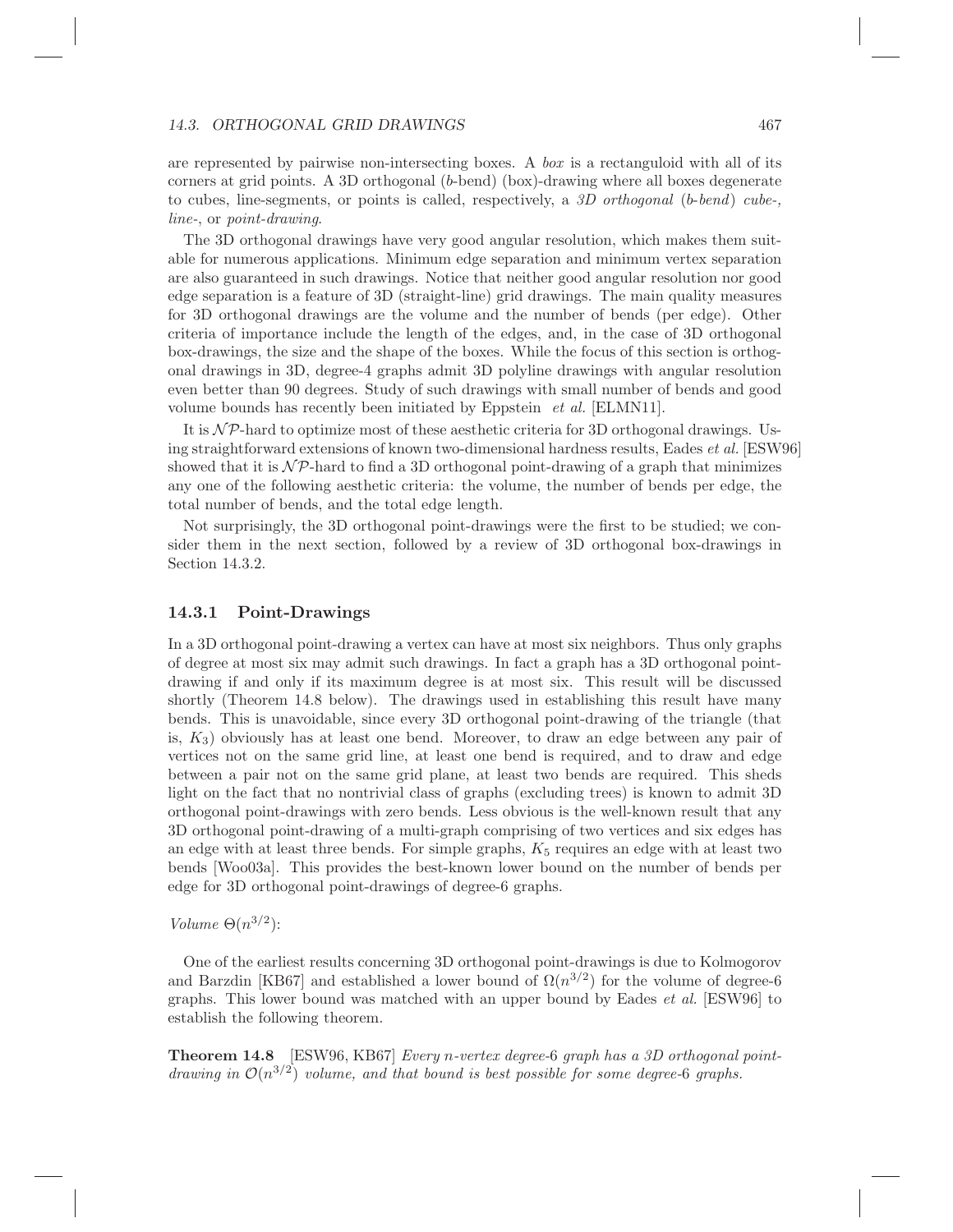are represented by pairwise non-intersecting boxes. A *box* is a rectanguloid with all of its corners at grid points. A 3D orthogonal ($b$-bend) (box)-drawing where all boxes degenerate to cubes, line-segments, or points is called, respectively, a *3D orthogonal (b-bend) cube-*, *line-*, or *point-drawing*.

The 3D orthogonal drawings have very good angular resolution, which makes them suitable for numerous applications. Minimum edge separation and minimum vertex separation are also guaranteed in such drawings. Notice that neither good angular resolution nor good edge separation is a feature of 3D (straight-line) grid drawings. The main quality measures for 3D orthogonal drawings are the volume and the number of bends (per edge). Other criteria of importance include the length of the edges, and, in the case of 3D orthogonal box-drawings, the size and the shape of the boxes. While the focus of this section is orthogonal drawings in 3D, degree-4 graphs admit 3D polyline drawings with angular resolution even better than 90 degrees. Study of such drawings with small number of bends and good volume bounds has recently been initiated by Eppstein *et al.* [ELMN11].

It is $\mathcal{NP}$-hard to optimize most of these aesthetic criteria for 3D orthogonal drawings. Using straightforward extensions of known two-dimensional hardness results, Eades *et al.* [ESW96] showed that it is $\mathcal{NP}$-hard to find a 3D orthogonal point-drawing of a graph that minimizes any one of the following aesthetic criteria: the volume, the number of bends per edge, the total number of bends, and the total edge length.

Not surprisingly, the 3D orthogonal point-drawings were the first to be studied; we consider them in the next section, followed by a review of 3D orthogonal box-drawings in Section 14.3.2.

### 14.3.1 Point-Drawings

In a 3D orthogonal point-drawing a vertex can have at most six neighbors. Thus only graphs of degree at most six may admit such drawings. In fact a graph has a 3D orthogonal point-drawing if and only if its maximum degree is at most six. This result will be discussed shortly (Theorem 14.8 below). The drawings used in establishing this result have many bends. This is unavoidable, since every 3D orthogonal point-drawing of the triangle (that is, $K_3$) obviously has at least one bend. Moreover, to draw an edge between any pair of vertices not on the same grid line, at least one bend is required, and to draw and edge between a pair not on the same grid plane, at least two bends are required. This sheds light on the fact that no nontrivial class of graphs (excluding trees) is known to admit 3D orthogonal point-drawings with zero bends. Less obvious is the well-known result that any 3D orthogonal point-drawing of a multi-graph comprising of two vertices and six edges has an edge with at least three bends. For simple graphs, $K_5$ requires an edge with at least two bends [Woo03a]. This provides the best-known lower bound on the number of bends per edge for 3D orthogonal point-drawings of degree-6 graphs.

*Volume* $\Theta(n^{3/2})$:

One of the earliest results concerning 3D orthogonal point-drawings is due to Kolmogorov and Barzdin [KB67] and established a lower bound of $\Omega(n^{3/2})$ for the volume of degree-6 graphs. This lower bound was matched with an upper bound by Eades *et al.* [ESW96] to establish the following theorem.

**Theorem 14.8** [ESW96, KB67] *Every $n$-vertex degree-6 graph has a 3D orthogonal point-drawing in $\mathcal{O}(n^{3/2})$ volume, and that bound is best possible for some degree-6 graphs.*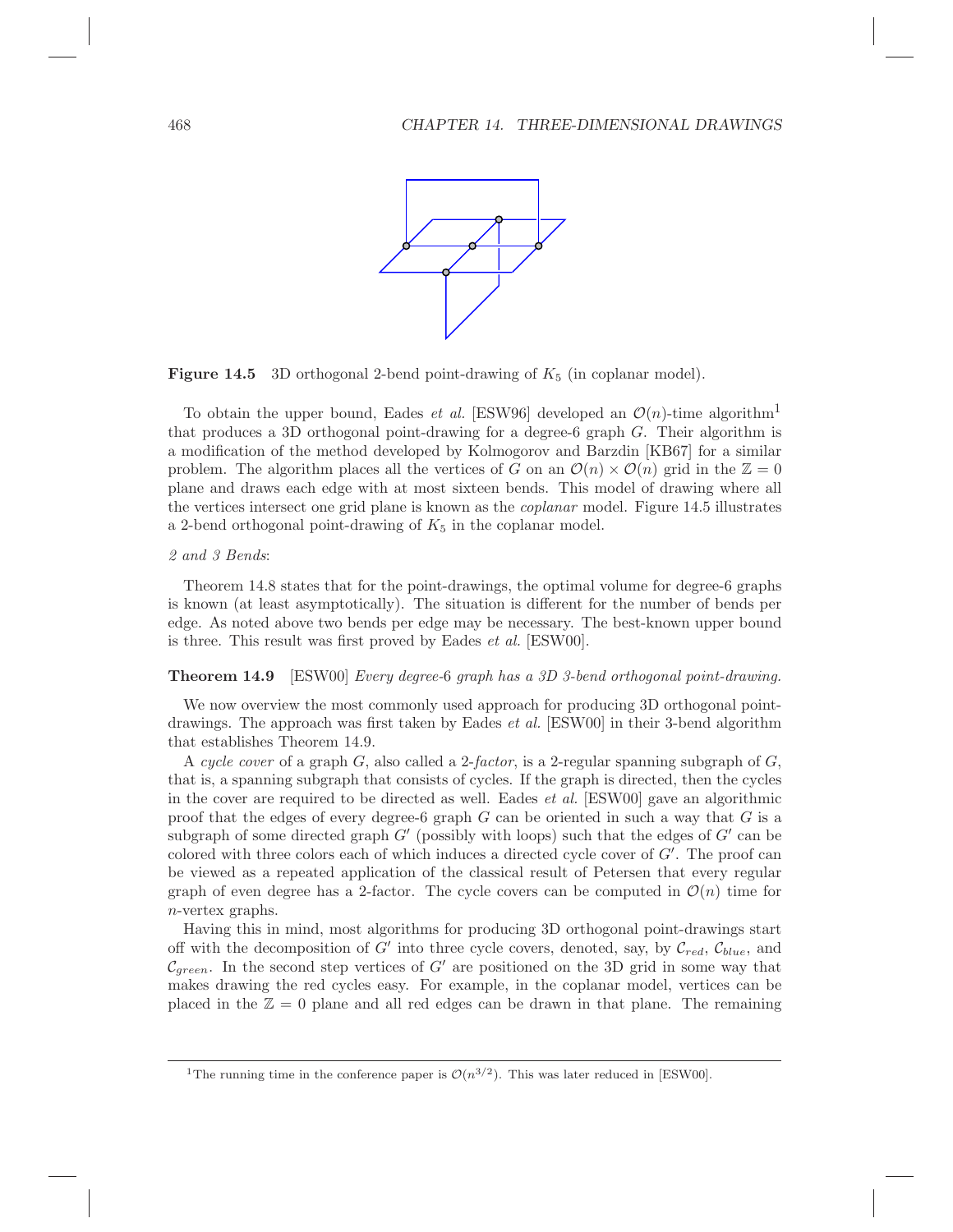**Figure 14.5** 3D orthogonal 2-bend point-drawing of $K_5$ (in coplanar model).

To obtain the upper bound, Eades *et al.* [ESW96] developed an $\mathcal{O}(n)$-time algorithm[1] that produces a 3D orthogonal point-drawing for a degree-6 graph $G$. Their algorithm is a modification of the method developed by Kolmogorov and Barzdin [KB67] for a similar problem. The algorithm places all the vertices of $G$ on an $\mathcal{O}(n) \times \mathcal{O}(n)$ grid in the $\mathbb{Z} = 0$ plane and draws each edge with at most sixteen bends. This model of drawing where all the vertices intersect one grid plane is known as the *coplanar* model. Figure 14.5 illustrates a 2-bend orthogonal point-drawing of $K_5$ in the coplanar model.

*2 and 3 Bends*:

Theorem 14.8 states that for the point-drawings, the optimal volume for degree-6 graphs is known (at least asymptotically). The situation is different for the number of bends per edge. As noted above two bends per edge may be necessary. The best-known upper bound is three. This result was first proved by Eades *et al.* [ESW00].

**Theorem 14.9** [ESW00] *Every degree-6 graph has a 3D 3-bend orthogonal point-drawing.*

We now overview the most commonly used approach for producing 3D orthogonal point-drawings. The approach was first taken by Eades *et al.* [ESW00] in their 3-bend algorithm that establishes Theorem 14.9.

A *cycle cover* of a graph $G$, also called a *2-factor*, is a 2-regular spanning subgraph of $G$, that is, a spanning subgraph that consists of cycles. If the graph is directed, then the cycles in the cover are required to be directed as well. Eades *et al.* [ESW00] gave an algorithmic proof that the edges of every degree-6 graph $G$ can be oriented in such a way that $G$ is a subgraph of some directed graph $G'$ (possibly with loops) such that the edges of $G'$ can be colored with three colors each of which induces a directed cycle cover of $G'$. The proof can be viewed as a repeated application of the classical result of Petersen that every regular graph of even degree has a 2-factor. The cycle covers can be computed in $\mathcal{O}(n)$ time for $n$-vertex graphs.

Having this in mind, most algorithms for producing 3D orthogonal point-drawings start off with the decomposition of $G'$ into three cycle covers, denoted, say, by $\mathcal{C}_{red}$, $\mathcal{C}_{blue}$, and $\mathcal{C}_{green}$. In the second step vertices of $G'$ are positioned on the 3D grid in some way that makes drawing the red cycles easy. For example, in the coplanar model, vertices can be placed in the $\mathbb{Z} = 0$ plane and all red edges can be drawn in that plane. The remaining

---

[1] The running time in the conference paper is $\mathcal{O}(n^{3/2})$. This was later reduced in [ESW00].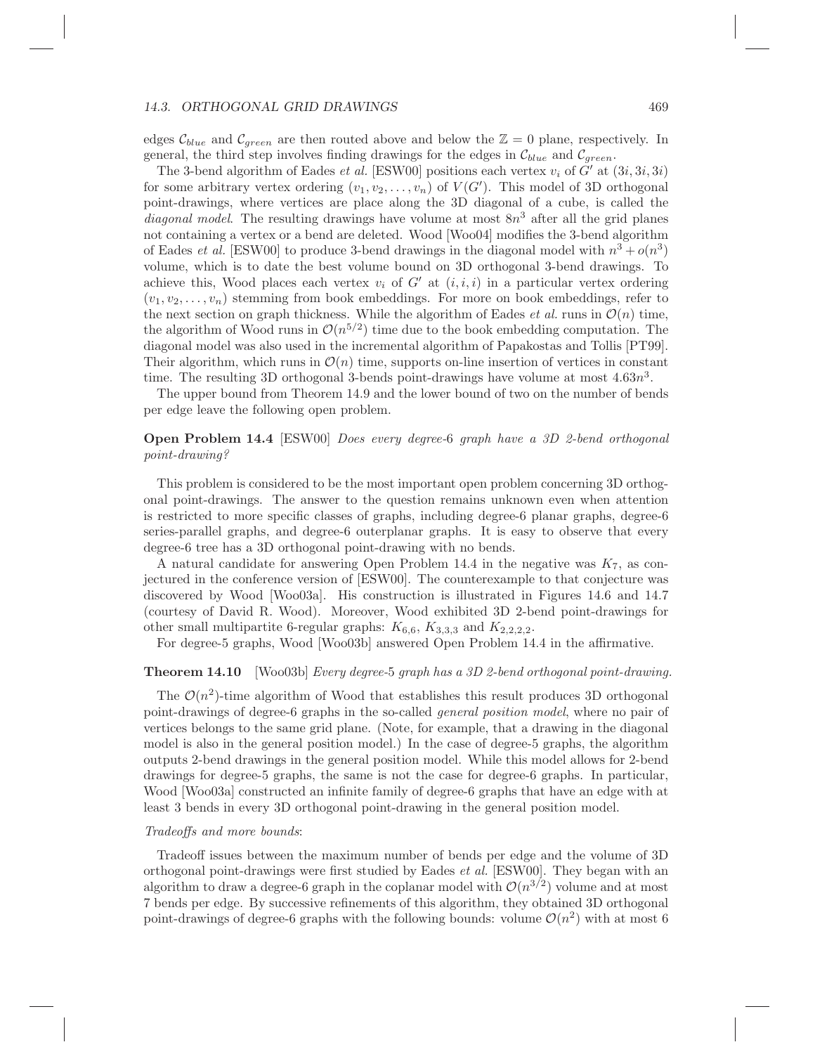edges $\mathcal{C}_{blue}$ and $\mathcal{C}_{green}$ are then routed above and below the $\mathbb{Z} = 0$ plane, respectively. In general, the third step involves finding drawings for the edges in $\mathcal{C}_{blue}$ and $\mathcal{C}_{green}$.

The 3-bend algorithm of Eades *et al.* [ESW00] positions each vertex $v_i$ of $G'$ at $(3i, 3i, 3i)$ for some arbitrary vertex ordering $(v_1, v_2, \ldots, v_n)$ of $V(G')$. This model of 3D orthogonal point-drawings, where vertices are place along the 3D diagonal of a cube, is called the *diagonal model*. The resulting drawings have volume at most $8n^3$ after all the grid planes not containing a vertex or a bend are deleted. Wood [Woo04] modifies the 3-bend algorithm of Eades *et al.* [ESW00] to produce 3-bend drawings in the diagonal model with $n^3 + o(n^3)$ volume, which is to date the best volume bound on 3D orthogonal 3-bend drawings. To achieve this, Wood places each vertex $v_i$ of $G'$ at $(i, i, i)$ in a particular vertex ordering $(v_1, v_2, \ldots, v_n)$ stemming from book embeddings. For more on book embeddings, refer to the next section on graph thickness. While the algorithm of Eades *et al.* runs in $\mathcal{O}(n)$ time, the algorithm of Wood runs in $\mathcal{O}(n^{5/2})$ time due to the book embedding computation. The diagonal model was also used in the incremental algorithm of Papakostas and Tollis [PT99]. Their algorithm, which runs in $\mathcal{O}(n)$ time, supports on-line insertion of vertices in constant time. The resulting 3D orthogonal 3-bends point-drawings have volume at most $4.63n^3$.

The upper bound from Theorem 14.9 and the lower bound of two on the number of bends per edge leave the following open problem.

**Open Problem 14.4** [ESW00] *Does every degree-6 graph have a 3D 2-bend orthogonal point-drawing?*

This problem is considered to be the most important open problem concerning 3D orthogonal point-drawings. The answer to the question remains unknown even when attention is restricted to more specific classes of graphs, including degree-6 planar graphs, degree-6 series-parallel graphs, and degree-6 outerplanar graphs. It is easy to observe that every degree-6 tree has a 3D orthogonal point-drawing with no bends.

A natural candidate for answering Open Problem 14.4 in the negative was $K_7$, as conjectured in the conference version of [ESW00]. The counterexample to that conjecture was discovered by Wood [Woo03a]. His construction is illustrated in Figures 14.6 and 14.7 (courtesy of David R. Wood). Moreover, Wood exhibited 3D 2-bend point-drawings for other small multipartite 6-regular graphs: $K_{6,6}$, $K_{3,3,3}$ and $K_{2,2,2,2}$.

For degree-5 graphs, Wood [Woo03b] answered Open Problem 14.4 in the affirmative.

**Theorem 14.10** [Woo03b] *Every degree-5 graph has a 3D 2-bend orthogonal point-drawing.*

The $\mathcal{O}(n^2)$-time algorithm of Wood that establishes this result produces 3D orthogonal point-drawings of degree-6 graphs in the so-called *general position model*, where no pair of vertices belongs to the same grid plane. (Note, for example, that a drawing in the diagonal model is also in the general position model.) In the case of degree-5 graphs, the algorithm outputs 2-bend drawings in the general position model. While this model allows for 2-bend drawings for degree-5 graphs, the same is not the case for degree-6 graphs. In particular, Wood [Woo03a] constructed an infinite family of degree-6 graphs that have an edge with at least 3 bends in every 3D orthogonal point-drawing in the general position model.

*Tradeoffs and more bounds*:

Tradeoff issues between the maximum number of bends per edge and the volume of 3D orthogonal point-drawings were first studied by Eades *et al.* [ESW00]. They began with an algorithm to draw a degree-6 graph in the coplanar model with $\mathcal{O}(n^{3/2})$ volume and at most 7 bends per edge. By successive refinements of this algorithm, they obtained 3D orthogonal point-drawings of degree-6 graphs with the following bounds: volume $\mathcal{O}(n^2)$ with at most 6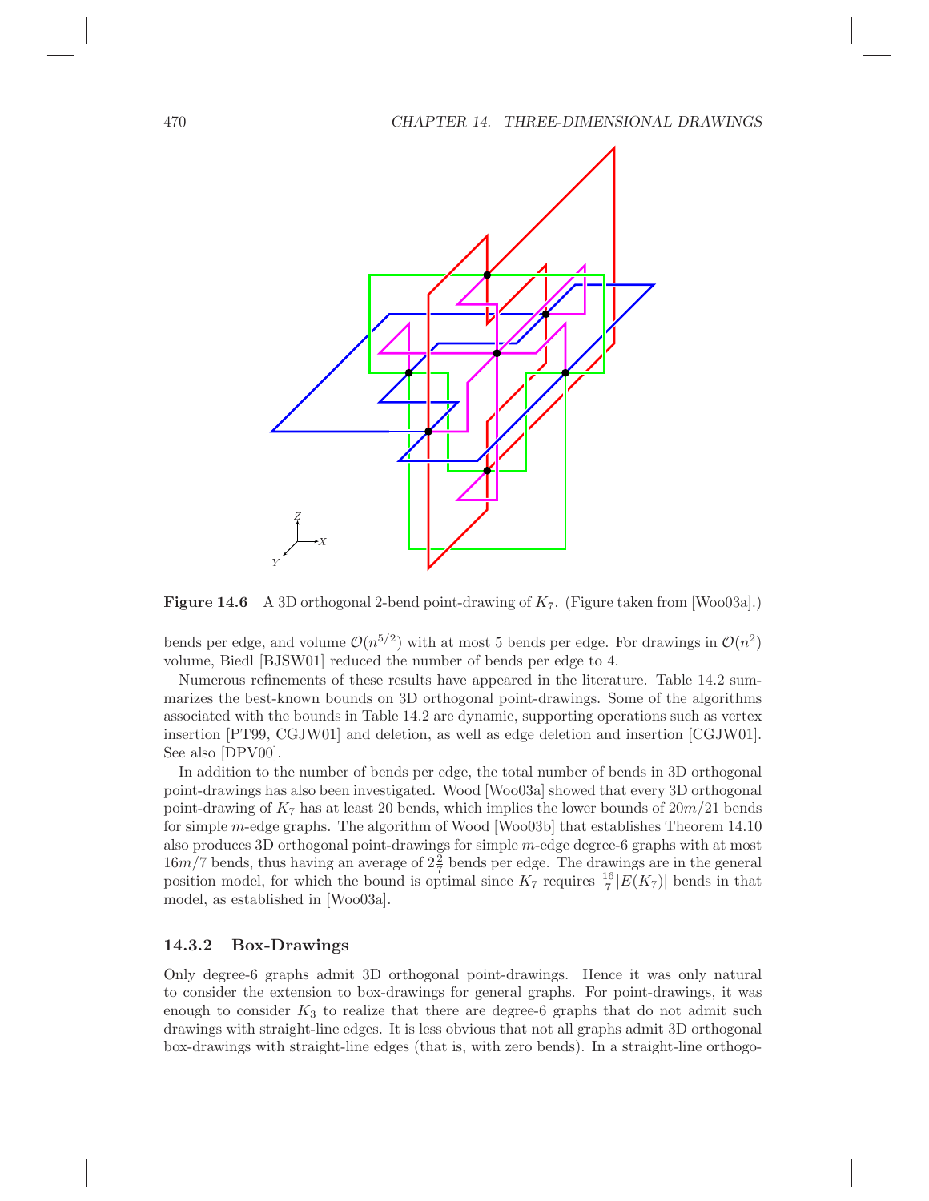**Figure 14.6** A 3D orthogonal 2-bend point-drawing of $K_7$. (Figure taken from [Woo03a].)

bends per edge, and volume $\mathcal{O}(n^{5/2})$ with at most 5 bends per edge. For drawings in $\mathcal{O}(n^2)$ volume, Biedl [BJSW01] reduced the number of bends per edge to 4.

Numerous refinements of these results have appeared in the literature. Table 14.2 summarizes the best-known bounds on 3D orthogonal point-drawings. Some of the algorithms associated with the bounds in Table 14.2 are dynamic, supporting operations such as vertex insertion [PT99, CGJW01] and deletion, as well as edge deletion and insertion [CGJW01]. See also [DPV00].

In addition to the number of bends per edge, the total number of bends in 3D orthogonal point-drawings has also been investigated. Wood [Woo03a] showed that every 3D orthogonal point-drawing of $K_7$ has at least 20 bends, which implies the lower bounds of $20m/21$ bends for simple $m$-edge graphs. The algorithm of Wood [Woo03b] that establishes Theorem 14.10 also produces 3D orthogonal point-drawings for simple $m$-edge degree-6 graphs with at most $16m/7$ bends, thus having an average of $2\frac{2}{7}$ bends per edge. The drawings are in the general position model, for which the bound is optimal since $K_7$ requires $\frac{16}{7}|E(K_7)|$ bends in that model, as established in [Woo03a].

### 14.3.2 Box-Drawings

Only degree-6 graphs admit 3D orthogonal point-drawings. Hence it was only natural to consider the extension to box-drawings for general graphs. For point-drawings, it was enough to consider $K_3$ to realize that there are degree-6 graphs that do not admit such drawings with straight-line edges. It is less obvious that not all graphs admit 3D orthogonal box-drawings with straight-line edges (that is, with zero bends). In a straight-line orthogo-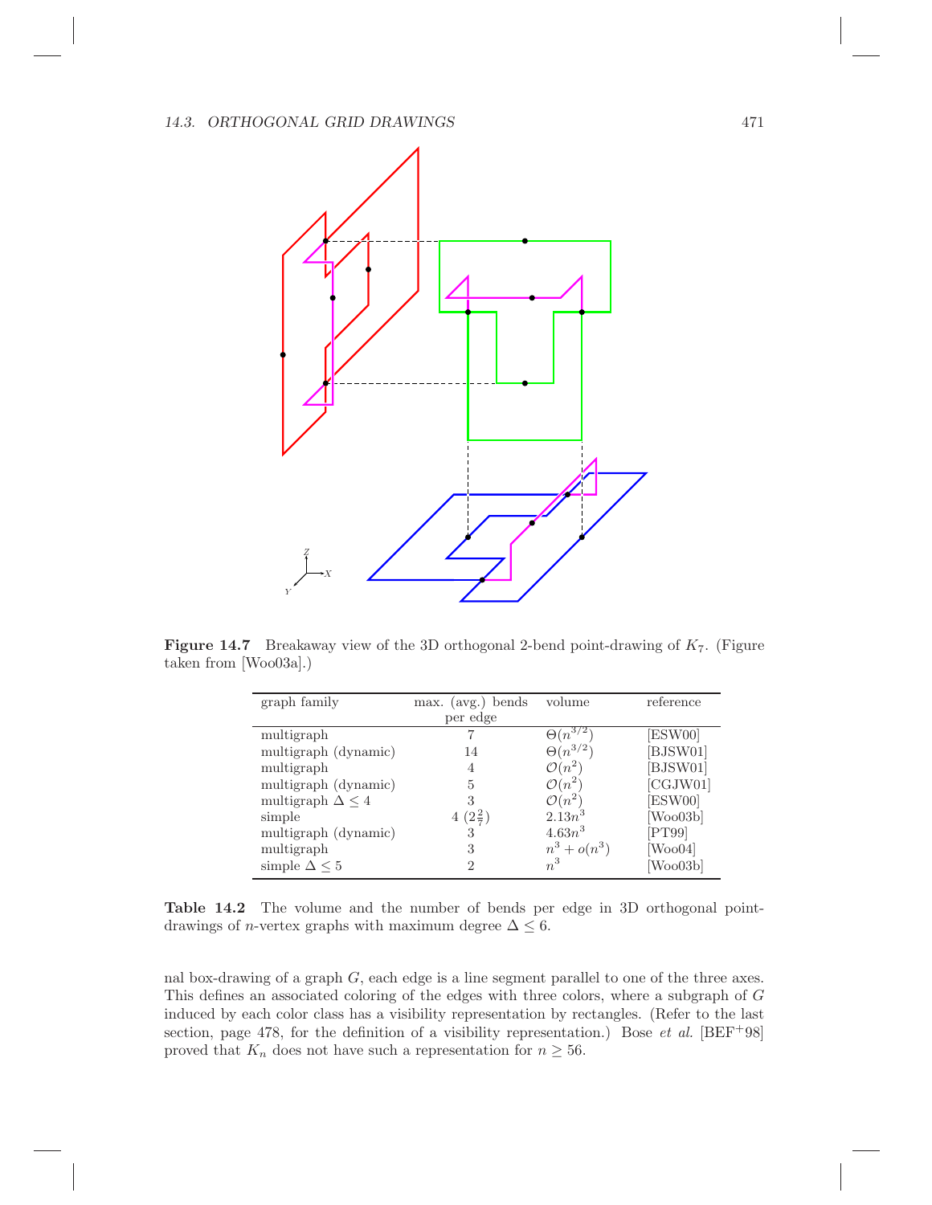**Figure 14.7** Breakaway view of the 3D orthogonal 2-bend point-drawing of $K_7$. (Figure taken from [Woo03a].)

| graph family | max. (avg.) bends per edge | volume | reference |
|---|---|---|---|
| multigraph | 7 | $\Theta(n^{3/2})$ | [ESW00] |
| multigraph (dynamic) | 14 | $\Theta(n^{3/2})$ | [BJSW01] |
| multigraph | 4 | $\mathcal{O}(n^2)$ | [BJSW01] |
| multigraph (dynamic) | 5 | $\mathcal{O}(n^2)$ | [CGJW01] |
| multigraph $\Delta \leq 4$ | 3 | $\mathcal{O}(n^2)$ | [ESW00] |
| simple | 4 $(2\frac{2}{7})$ | $2.13n^3$ | [Woo03b] |
| multigraph (dynamic) | 3 | $4.63n^3$ | [PT99] |
| multigraph | 3 | $n^3 + o(n^3)$ | [Woo04] |
| simple $\Delta \leq 5$ | 2 | $n^3$ | [Woo03b] |

**Table 14.2** The volume and the number of bends per edge in 3D orthogonal point-drawings of $n$-vertex graphs with maximum degree $\Delta \leq 6$.

nal box-drawing of a graph $G$, each edge is a line segment parallel to one of the three axes. This defines an associated coloring of the edges with three colors, where a subgraph of $G$ induced by each color class has a visibility representation by rectangles. (Refer to the last section, page 478, for the definition of a visibility representation.) Bose *et al.* [BEF+98] proved that $K_n$ does not have such a representation for $n \geq 56$.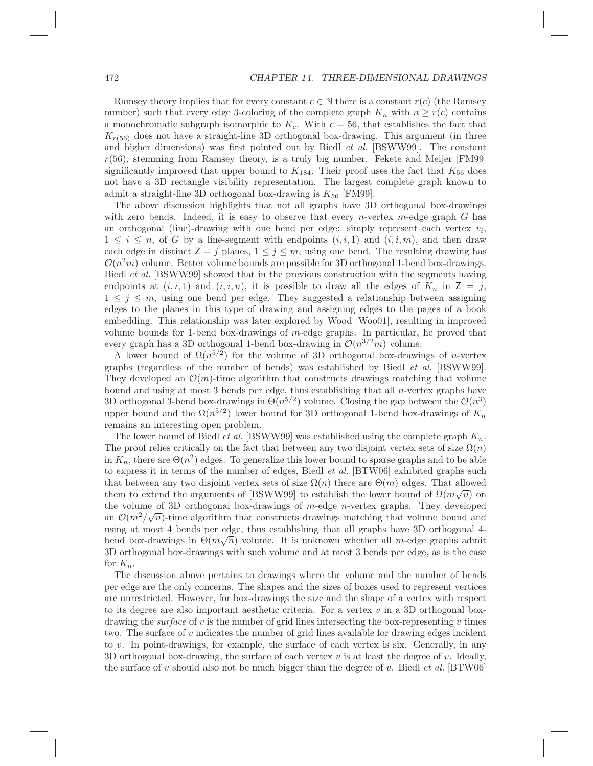Ramsey theory implies that for every constant $c \in \mathbb{N}$ there is a constant $r(c)$ (the Ramsey number) such that every edge 3-coloring of the complete graph $K_n$ with $n \geq r(c)$ contains a monochromatic subgraph isomorphic to $K_c$. With $c = 56$, that establishes the fact that $K_{r(56)}$ does not have a straight-line 3D orthogonal box-drawing. This argument (in three and higher dimensions) was first pointed out by Biedl *et al.* [BSWW99]. The constant $r(56)$, stemming from Ramsey theory, is a truly big number. Fekete and Meijer [FM99] significantly improved that upper bound to $K_{184}$. Their proof uses the fact that $K_{56}$ does not have a 3D rectangle visibility representation. The largest complete graph known to admit a straight-line 3D orthogonal box-drawing is $K_{56}$ [FM99].

The above discussion highlights that not all graphs have 3D orthogonal box-drawings with zero bends. Indeed, it is easy to observe that every $n$-vertex $m$-edge graph $G$ has an orthogonal (line)-drawing with one bend per edge: simply represent each vertex $v_i$, $1 \leq i \leq n$, of $G$ by a line-segment with endpoints $(i, i, 1)$ and $(i, i, m)$, and then draw each edge in distinct $\mathsf{Z} = j$ planes, $1 \leq j \leq m$, using one bend. The resulting drawing has $\mathcal{O}(n^2 m)$ volume. Better volume bounds are possible for 3D orthogonal 1-bend box-drawings. Biedl *et al.* [BSWW99] showed that in the previous construction with the segments having endpoints at $(i, i, 1)$ and $(i, i, n)$, it is possible to draw all the edges of $K_n$ in $\mathsf{Z} = j$, $1 \leq j \leq m$, using one bend per edge. They suggested a relationship between assigning edges to the planes in this type of drawing and assigning edges to the pages of a book embedding. This relationship was later explored by Wood [Woo01], resulting in improved volume bounds for 1-bend box-drawings of $m$-edge graphs. In particular, he proved that every graph has a 3D orthogonal 1-bend box-drawing in $\mathcal{O}(n^{3/2} m)$ volume.

A lower bound of $\Omega(n^{5/2})$ for the volume of 3D orthogonal box-drawings of $n$-vertex graphs (regardless of the number of bends) was established by Biedl *et al.* [BSWW99]. They developed an $\mathcal{O}(m)$-time algorithm that constructs drawings matching that volume bound and using at most 3 bends per edge, thus establishing that all $n$-vertex graphs have 3D orthogonal 3-bend box-drawings in $\Theta(n^{5/2})$ volume. Closing the gap between the $\mathcal{O}(n^3)$ upper bound and the $\Omega(n^{5/2})$ lower bound for 3D orthogonal 1-bend box-drawings of $K_n$ remains an interesting open problem.

The lower bound of Biedl *et al.* [BSWW99] was established using the complete graph $K_n$. The proof relies critically on the fact that between any two disjoint vertex sets of size $\Omega(n)$ in $K_n$, there are $\Theta(n^2)$ edges. To generalize this lower bound to sparse graphs and to be able to express it in terms of the number of edges, Biedl *et al.* [BTW06] exhibited graphs such that between any two disjoint vertex sets of size $\Omega(n)$ there are $\Theta(m)$ edges. That allowed them to extend the arguments of [BSWW99] to establish the lower bound of $\Omega(m\sqrt{n})$ on the volume of 3D orthogonal box-drawings of $m$-edge $n$-vertex graphs. They developed an $\mathcal{O}(m^2/\sqrt{n})$-time algorithm that constructs drawings matching that volume bound and using at most 4 bends per edge, thus establishing that all graphs have 3D orthogonal 4-bend box-drawings in $\Theta(m\sqrt{n})$ volume. It is unknown whether all $m$-edge graphs admit 3D orthogonal box-drawings with such volume and at most 3 bends per edge, as is the case for $K_n$.

The discussion above pertains to drawings where the volume and the number of bends per edge are the only concerns. The shapes and the sizes of boxes used to represent vertices are unrestricted. However, for box-drawings the size and the shape of a vertex with respect to its degree are also important aesthetic criteria. For a vertex $v$ in a 3D orthogonal box-drawing the *surface* of $v$ is the number of grid lines intersecting the box-representing $v$ times two. The surface of $v$ indicates the number of grid lines available for drawing edges incident to $v$. In point-drawings, for example, the surface of each vertex is six. Generally, in any 3D orthogonal box-drawing, the surface of each vertex $v$ is at least the degree of $v$. Ideally, the surface of $v$ should also not be much bigger than the degree of $v$. Biedl *et al.* [BTW06]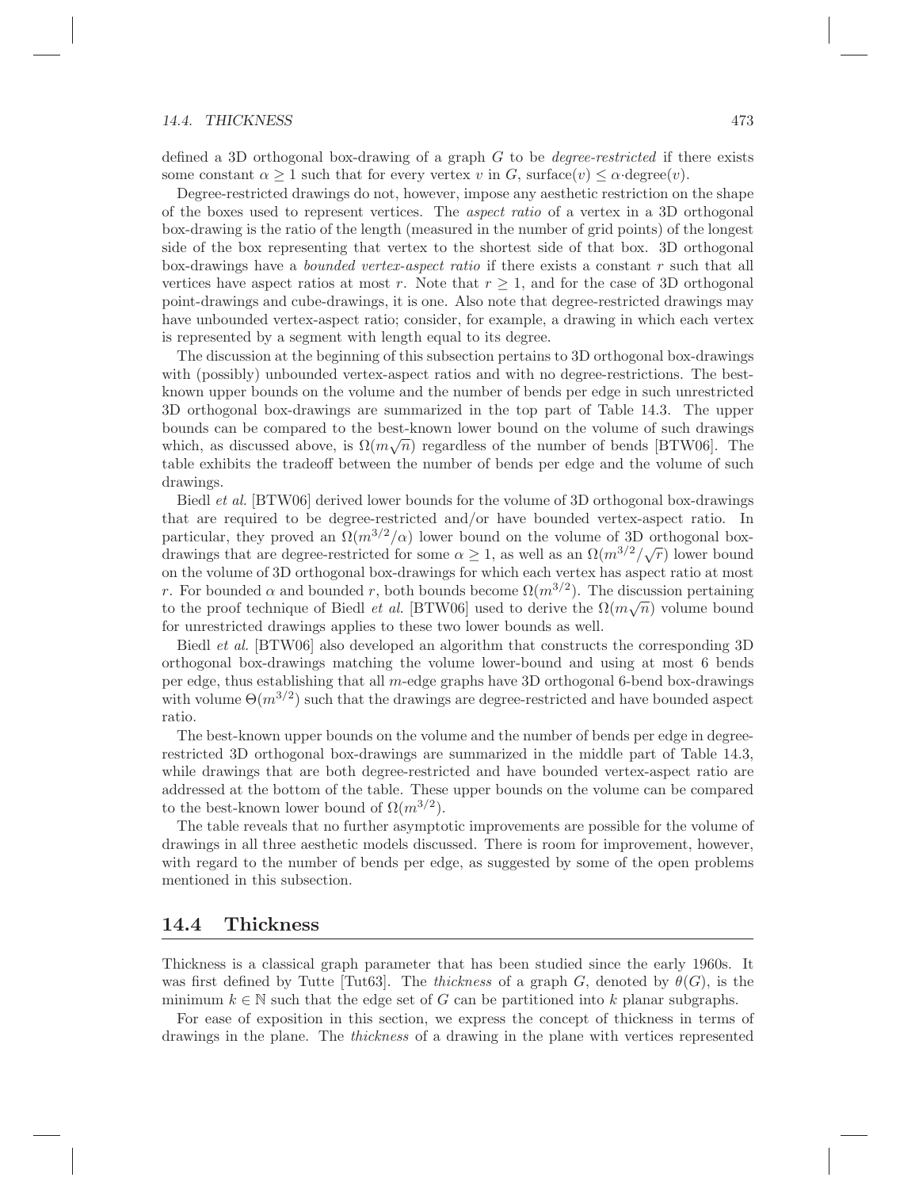defined a 3D orthogonal box-drawing of a graph $G$ to be *degree-restricted* if there exists some constant $\alpha \geq 1$ such that for every vertex $v$ in $G$, $\text{surface}(v) \leq \alpha \cdot \text{degree}(v)$.

Degree-restricted drawings do not, however, impose any aesthetic restriction on the shape of the boxes used to represent vertices. The *aspect ratio* of a vertex in a 3D orthogonal box-drawing is the ratio of the length (measured in the number of grid points) of the longest side of the box representing that vertex to the shortest side of that box. 3D orthogonal box-drawings have a *bounded vertex-aspect ratio* if there exists a constant $r$ such that all vertices have aspect ratios at most $r$. Note that $r \geq 1$, and for the case of 3D orthogonal point-drawings and cube-drawings, it is one. Also note that degree-restricted drawings may have unbounded vertex-aspect ratio; consider, for example, a drawing in which each vertex is represented by a segment with length equal to its degree.

The discussion at the beginning of this subsection pertains to 3D orthogonal box-drawings with (possibly) unbounded vertex-aspect ratios and with no degree-restrictions. The best-known upper bounds on the volume and the number of bends per edge in such unrestricted 3D orthogonal box-drawings are summarized in the top part of Table 14.3. The upper bounds can be compared to the best-known lower bound on the volume of such drawings which, as discussed above, is $\Omega(m\sqrt{n})$ regardless of the number of bends [BTW06]. The table exhibits the tradeoff between the number of bends per edge and the volume of such drawings.

Biedl *et al.* [BTW06] derived lower bounds for the volume of 3D orthogonal box-drawings that are required to be degree-restricted and/or have bounded vertex-aspect ratio. In particular, they proved an $\Omega(m^{3/2}/\alpha)$ lower bound on the volume of 3D orthogonal box-drawings that are degree-restricted for some $\alpha \geq 1$, as well as an $\Omega(m^{3/2}/\sqrt{r})$ lower bound on the volume of 3D orthogonal box-drawings for which each vertex has aspect ratio at most $r$. For bounded $\alpha$ and bounded $r$, both bounds become $\Omega(m^{3/2})$. The discussion pertaining to the proof technique of Biedl *et al.* [BTW06] used to derive the $\Omega(m\sqrt{n})$ volume bound for unrestricted drawings applies to these two lower bounds as well.

Biedl *et al.* [BTW06] also developed an algorithm that constructs the corresponding 3D orthogonal box-drawings matching the volume lower-bound and using at most 6 bends per edge, thus establishing that all $m$-edge graphs have 3D orthogonal 6-bend box-drawings with volume $\Theta(m^{3/2})$ such that the drawings are degree-restricted and have bounded aspect ratio.

The best-known upper bounds on the volume and the number of bends per edge in degree-restricted 3D orthogonal box-drawings are summarized in the middle part of Table 14.3, while drawings that are both degree-restricted and have bounded vertex-aspect ratio are addressed at the bottom of the table. These upper bounds on the volume can be compared to the best-known lower bound of $\Omega(m^{3/2})$.

The table reveals that no further asymptotic improvements are possible for the volume of drawings in all three aesthetic models discussed. There is room for improvement, however, with regard to the number of bends per edge, as suggested by some of the open problems mentioned in this subsection.

## 14.4 Thickness

Thickness is a classical graph parameter that has been studied since the early 1960s. It was first defined by Tutte [Tut63]. The *thickness* of a graph $G$, denoted by $\theta(G)$, is the minimum $k \in \mathbb{N}$ such that the edge set of $G$ can be partitioned into $k$ planar subgraphs.

For ease of exposition in this section, we express the concept of thickness in terms of drawings in the plane. The *thickness* of a drawing in the plane with vertices represented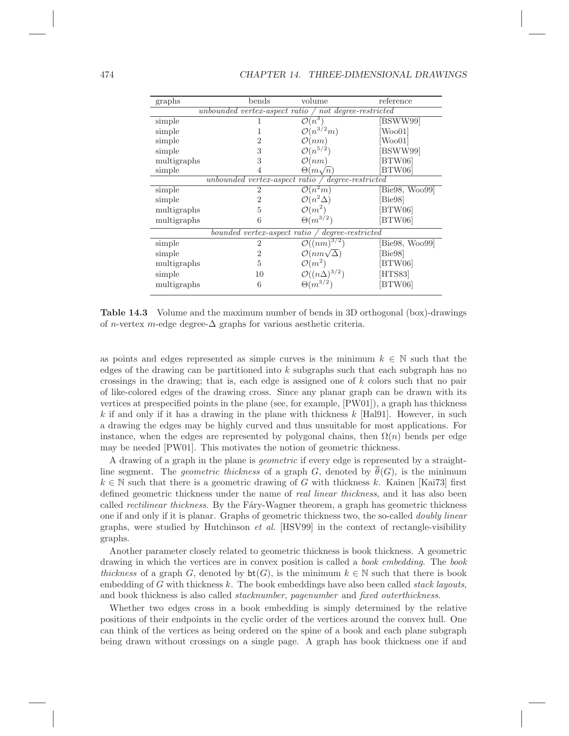| graphs | bends | volume | reference |
|---|---|---|---|
| *unbounded vertex-aspect ratio / not degree-restricted* | | | |
| simple | 1 | $\mathcal{O}(n^3)$ | [BSWW99] |
| simple | 1 | $\mathcal{O}(n^{3/2}m)$ | [Woo01] |
| simple | 2 | $\mathcal{O}(nm)$ | [Woo01] |
| simple | 3 | $\mathcal{O}(n^{5/2})$ | [BSWW99] |
| multigraphs | 3 | $\mathcal{O}(nm)$ | [BTW06] |
| simple | 4 | $\Theta(m\sqrt{n})$ | [BTW06] |
| *unbounded vertex-aspect ratio / degree-restricted* | | | |
| simple | 2 | $\mathcal{O}(n^2m)$ | [Bie98, Woo99] |
| simple | 2 | $\mathcal{O}(n^2\Delta)$ | [Bie98] |
| multigraphs | 5 | $\mathcal{O}(m^2)$ | [BTW06] |
| multigraphs | 6 | $\Theta(m^{3/2})$ | [BTW06] |
| *bounded vertex-aspect ratio / degree-restricted* | | | |
| simple | 2 | $\mathcal{O}((nm)^{3/2})$ | [Bie98, Woo99] |
| simple | 2 | $\mathcal{O}(nm\sqrt{\Delta})$ | [Bie98] |
| multigraphs | 5 | $\mathcal{O}(m^2)$ | [BTW06] |
| simple | 10 | $\mathcal{O}((n\Delta)^{3/2})$ | [HTS83] |
| multigraphs | 6 | $\Theta(m^{3/2})$ | [BTW06] |

**Table 14.3** Volume and the maximum number of bends in 3D orthogonal (box)-drawings of $n$-vertex $m$-edge degree-$\Delta$ graphs for various aesthetic criteria.

as points and edges represented as simple curves is the minimum $k \in \mathbb{N}$ such that the edges of the drawing can be partitioned into $k$ subgraphs such that each subgraph has no crossings in the drawing; that is, each edge is assigned one of $k$ colors such that no pair of like-colored edges of the drawing cross. Since any planar graph can be drawn with its vertices at prespecified points in the plane (see, for example, [PW01]), a graph has thickness $k$ if and only if it has a drawing in the plane with thickness $k$ [Hal91]. However, in such a drawing the edges may be highly curved and thus unsuitable for most applications. For instance, when the edges are represented by polygonal chains, then $\Omega(n)$ bends per edge may be needed [PW01]. This motivates the notion of geometric thickness.

A drawing of a graph in the plane is *geometric* if every edge is represented by a straight-line segment. The *geometric thickness* of a graph $G$, denoted by $\overline{\theta}(G)$, is the minimum $k \in \mathbb{N}$ such that there is a geometric drawing of $G$ with thickness $k$. Kainen [Kai73] first defined geometric thickness under the name of *real linear thickness*, and it has also been called *rectilinear thickness*. By the Fáry-Wagner theorem, a graph has geometric thickness one if and only if it is planar. Graphs of geometric thickness two, the so-called *doubly linear* graphs, were studied by Hutchinson *et al.* [HSV99] in the context of rectangle-visibility graphs.

Another parameter closely related to geometric thickness is book thickness. A geometric drawing in which the vertices are in convex position is called a *book embedding*. The *book thickness* of a graph $G$, denoted by $\mathsf{bt}(G)$, is the minimum $k \in \mathbb{N}$ such that there is book embedding of $G$ with thickness $k$. The book embeddings have also been called *stack layouts*, and book thickness is also called *stacknumber*, *pagenumber* and *fixed outerthickness*.

Whether two edges cross in a book embedding is simply determined by the relative positions of their endpoints in the cyclic order of the vertices around the convex hull. One can think of the vertices as being ordered on the spine of a book and each plane subgraph being drawn without crossings on a single page. A graph has book thickness one if and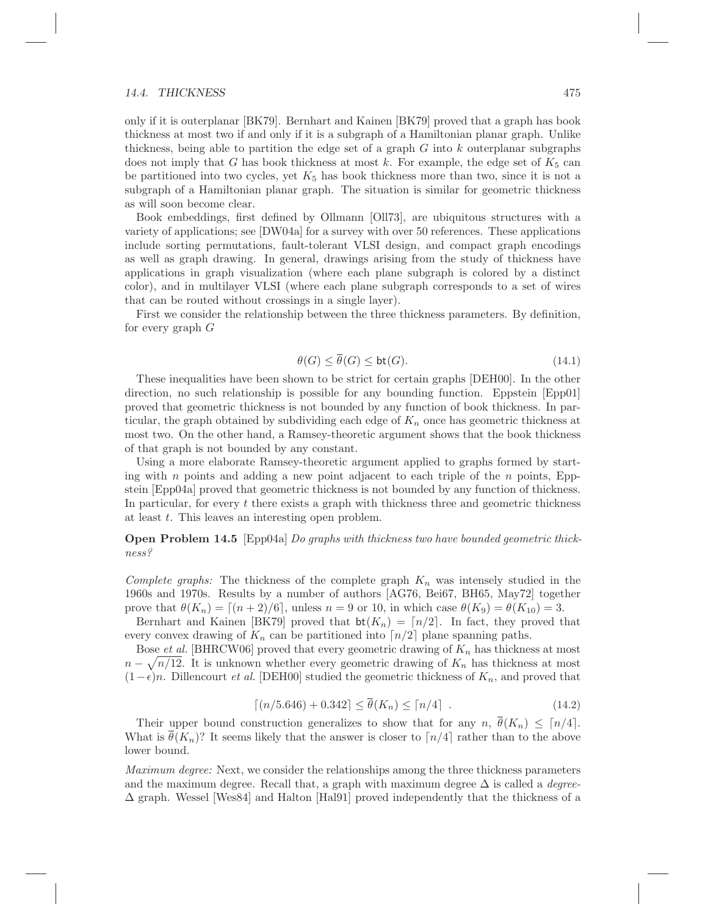only if it is outerplanar [BK79]. Bernhart and Kainen [BK79] proved that a graph has book thickness at most two if and only if it is a subgraph of a Hamiltonian planar graph. Unlike thickness, being able to partition the edge set of a graph $G$ into $k$ outerplanar subgraphs does not imply that $G$ has book thickness at most $k$. For example, the edge set of $K_5$ can be partitioned into two cycles, yet $K_5$ has book thickness more than two, since it is not a subgraph of a Hamiltonian planar graph. The situation is similar for geometric thickness as will soon become clear.

Book embeddings, first defined by Ollmann [Oll73], are ubiquitous structures with a variety of applications; see [DW04a] for a survey with over 50 references. These applications include sorting permutations, fault-tolerant VLSI design, and compact graph encodings as well as graph drawing. In general, drawings arising from the study of thickness have applications in graph visualization (where each plane subgraph is colored by a distinct color), and in multilayer VLSI (where each plane subgraph corresponds to a set of wires that can be routed without crossings in a single layer).

First we consider the relationship between the three thickness parameters. By definition, for every graph $G$

$$\theta(G) \leq \overline{\theta}(G) \leq \mathsf{bt}(G). \tag{14.1}$$

These inequalities have been shown to be strict for certain graphs [DEH00]. In the other direction, no such relationship is possible for any bounding function. Eppstein [Epp01] proved that geometric thickness is not bounded by any function of book thickness. In particular, the graph obtained by subdividing each edge of $K_n$ once has geometric thickness at most two. On the other hand, a Ramsey-theoretic argument shows that the book thickness of that graph is not bounded by any constant.

Using a more elaborate Ramsey-theoretic argument applied to graphs formed by starting with $n$ points and adding a new point adjacent to each triple of the $n$ points, Eppstein [Epp04a] proved that geometric thickness is not bounded by any function of thickness. In particular, for every $t$ there exists a graph with thickness three and geometric thickness at least $t$. This leaves an interesting open problem.

**Open Problem 14.5** [Epp04a] *Do graphs with thickness two have bounded geometric thickness?*

*Complete graphs:* The thickness of the complete graph $K_n$ was intensely studied in the 1960s and 1970s. Results by a number of authors [AG76, Bei67, BH65, May72] together prove that $\theta(K_n) = \lceil (n+2)/6 \rceil$, unless $n = 9$ or 10, in which case $\theta(K_9) = \theta(K_{10}) = 3$.

Bernhart and Kainen [BK79] proved that $\mathsf{bt}(K_n) = \lceil n/2 \rceil$. In fact, they proved that every convex drawing of $K_n$ can be partitioned into $\lceil n/2 \rceil$ plane spanning paths.

Bose *et al.* [BHRCW06] proved that every geometric drawing of $K_n$ has thickness at most $n - \sqrt{n/12}$. It is unknown whether every geometric drawing of $K_n$ has thickness at most $(1-\epsilon)n$. Dillencourt *et al.* [DEH00] studied the geometric thickness of $K_n$, and proved that

$$\lceil (n/5.646) + 0.342 \rceil \leq \overline{\theta}(K_n) \leq \lceil n/4 \rceil \ . \tag{14.2}$$

Their upper bound construction generalizes to show that for any $n$, $\overline{\theta}(K_n) \leq \lceil n/4 \rceil$. What is $\overline{\theta}(K_n)$? It seems likely that the answer is closer to $\lceil n/4 \rceil$ rather than to the above lower bound.

*Maximum degree:* Next, we consider the relationships among the three thickness parameters and the maximum degree. Recall that, a graph with maximum degree $\Delta$ is called a *degree-$\Delta$ graph*. Wessel [Wes84] and Halton [Hal91] proved independently that the thickness of a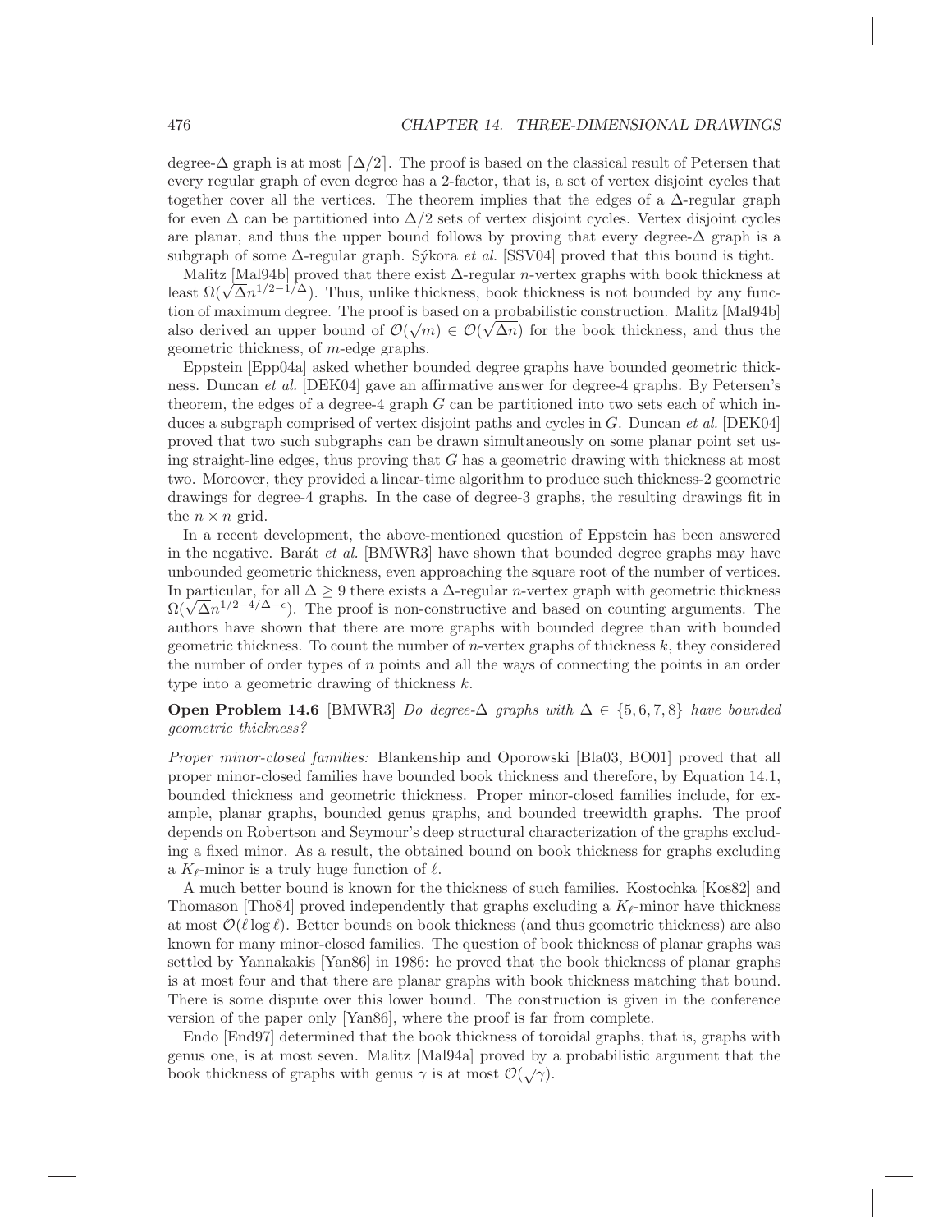degree-$\Delta$ graph is at most $\lceil \Delta/2 \rceil$. The proof is based on the classical result of Petersen that every regular graph of even degree has a 2-factor, that is, a set of vertex disjoint cycles that together cover all the vertices. The theorem implies that the edges of a $\Delta$-regular graph for even $\Delta$ can be partitioned into $\Delta/2$ sets of vertex disjoint cycles. Vertex disjoint cycles are planar, and thus the upper bound follows by proving that every degree-$\Delta$ graph is a subgraph of some $\Delta$-regular graph. Sýkora *et al.* [SSV04] proved that this bound is tight.

Malitz [Mal94b] proved that there exist $\Delta$-regular $n$-vertex graphs with book thickness at least $\Omega(\sqrt{\Delta} n^{1/2-1/\Delta})$. Thus, unlike thickness, book thickness is not bounded by any function of maximum degree. The proof is based on a probabilistic construction. Malitz [Mal94b] also derived an upper bound of $\mathcal{O}(\sqrt{m}) \in \mathcal{O}(\sqrt{\Delta n})$ for the book thickness, and thus the geometric thickness, of $m$-edge graphs.

Eppstein [Epp04a] asked whether bounded degree graphs have bounded geometric thickness. Duncan *et al.* [DEK04] gave an affirmative answer for degree-4 graphs. By Petersen's theorem, the edges of a degree-4 graph $G$ can be partitioned into two sets each of which induces a subgraph comprised of vertex disjoint paths and cycles in $G$. Duncan *et al.* [DEK04] proved that two such subgraphs can be drawn simultaneously on some planar point set using straight-line edges, thus proving that $G$ has a geometric drawing with thickness at most two. Moreover, they provided a linear-time algorithm to produce such thickness-2 geometric drawings for degree-4 graphs. In the case of degree-3 graphs, the resulting drawings fit in the $n \times n$ grid.

In a recent development, the above-mentioned question of Eppstein has been answered in the negative. Barát *et al.* [BMWR3] have shown that bounded degree graphs may have unbounded geometric thickness, even approaching the square root of the number of vertices. In particular, for all $\Delta \geq 9$ there exists a $\Delta$-regular $n$-vertex graph with geometric thickness $\Omega(\sqrt{\Delta} n^{1/2-4/\Delta-\epsilon})$. The proof is non-constructive and based on counting arguments. The authors have shown that there are more graphs with bounded degree than with bounded geometric thickness. To count the number of $n$-vertex graphs of thickness $k$, they considered the number of order types of $n$ points and all the ways of connecting the points in an order type into a geometric drawing of thickness $k$.

**Open Problem 14.6** [BMWR3] *Do degree-$\Delta$ graphs with $\Delta \in \{5, 6, 7, 8\}$ have bounded geometric thickness?*

*Proper minor-closed families:* Blankenship and Oporowski [Bla03, BO01] proved that all proper minor-closed families have bounded book thickness and therefore, by Equation 14.1, bounded thickness and geometric thickness. Proper minor-closed families include, for example, planar graphs, bounded genus graphs, and bounded treewidth graphs. The proof depends on Robertson and Seymour's deep structural characterization of the graphs excluding a fixed minor. As a result, the obtained bound on book thickness for graphs excluding a $K_\ell$-minor is a truly huge function of $\ell$.

A much better bound is known for the thickness of such families. Kostochka [Kos82] and Thomason [Tho84] proved independently that graphs excluding a $K_\ell$-minor have thickness at most $\mathcal{O}(\ell \log \ell)$. Better bounds on book thickness (and thus geometric thickness) are also known for many minor-closed families. The question of book thickness of planar graphs was settled by Yannakakis [Yan86] in 1986: he proved that the book thickness of planar graphs is at most four and that there are planar graphs with book thickness matching that bound. There is some dispute over this lower bound. The construction is given in the conference version of the paper only [Yan86], where the proof is far from complete.

Endo [End97] determined that the book thickness of toroidal graphs, that is, graphs with genus one, is at most seven. Malitz [Mal94a] proved by a probabilistic argument that the book thickness of graphs with genus $\gamma$ is at most $\mathcal{O}(\sqrt{\gamma})$.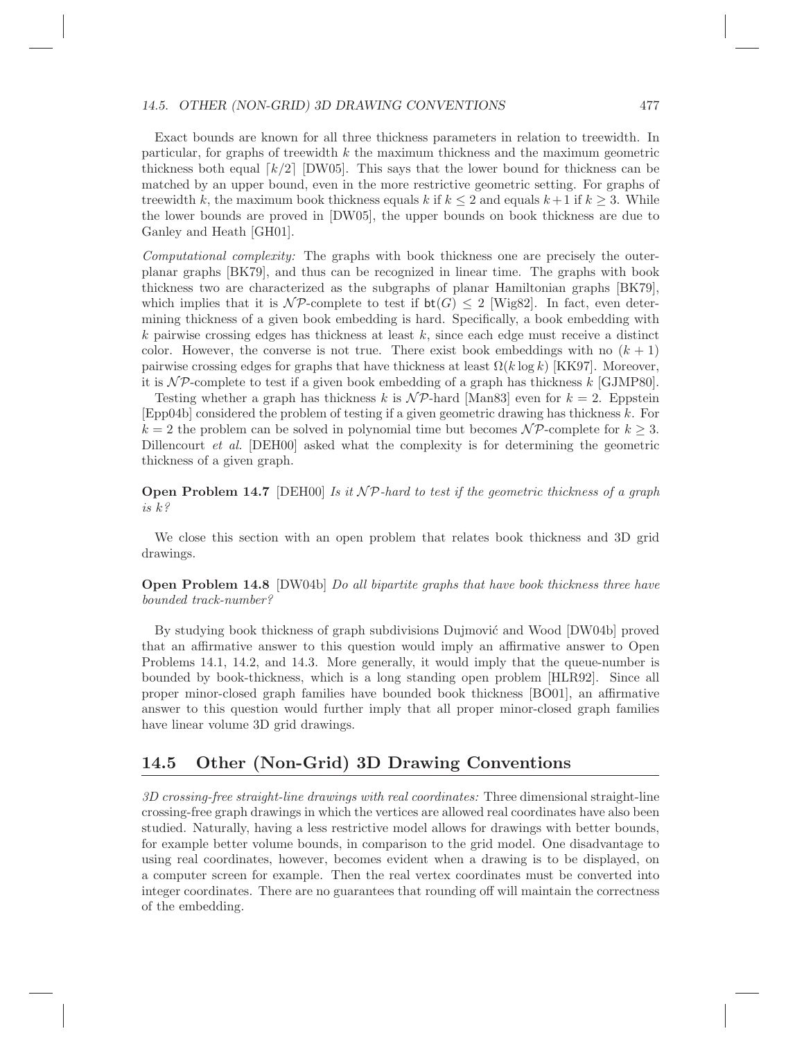Exact bounds are known for all three thickness parameters in relation to treewidth. In particular, for graphs of treewidth $k$ the maximum thickness and the maximum geometric thickness both equal $\lceil k/2 \rceil$ [DW05]. This says that the lower bound for thickness can be matched by an upper bound, even in the more restrictive geometric setting. For graphs of treewidth $k$, the maximum book thickness equals $k$ if $k \leq 2$ and equals $k+1$ if $k \geq 3$. While the lower bounds are proved in [DW05], the upper bounds on book thickness are due to Ganley and Heath [GH01].

*Computational complexity:* The graphs with book thickness one are precisely the outerplanar graphs [BK79], and thus can be recognized in linear time. The graphs with book thickness two are characterized as the subgraphs of planar Hamiltonian graphs [BK79], which implies that it is $\mathcal{NP}$-complete to test if $\mathsf{bt}(G) \leq 2$ [Wig82]. In fact, even determining thickness of a given book embedding is hard. Specifically, a book embedding with $k$ pairwise crossing edges has thickness at least $k$, since each edge must receive a distinct color. However, the converse is not true. There exist book embeddings with no $(k+1)$ pairwise crossing edges for graphs that have thickness at least $\Omega(k \log k)$ [KK97]. Moreover, it is $\mathcal{NP}$-complete to test if a given book embedding of a graph has thickness $k$ [GJMP80].

Testing whether a graph has thickness $k$ is $\mathcal{NP}$-hard [Man83] even for $k = 2$. Eppstein [Epp04b] considered the problem of testing if a given geometric drawing has thickness $k$. For $k = 2$ the problem can be solved in polynomial time but becomes $\mathcal{NP}$-complete for $k \geq 3$. Dillencourt *et al.* [DEH00] asked what the complexity is for determining the geometric thickness of a given graph.

**Open Problem 14.7** [DEH00] *Is it $\mathcal{NP}$-hard to test if the geometric thickness of a graph is $k$?*

We close this section with an open problem that relates book thickness and 3D grid drawings.

**Open Problem 14.8** [DW04b] *Do all bipartite graphs that have book thickness three have bounded track-number?*

By studying book thickness of graph subdivisions Dujmović and Wood [DW04b] proved that an affirmative answer to this question would imply an affirmative answer to Open Problems 14.1, 14.2, and 14.3. More generally, it would imply that the queue-number is bounded by book-thickness, which is a long standing open problem [HLR92]. Since all proper minor-closed graph families have bounded book thickness [BO01], an affirmative answer to this question would further imply that all proper minor-closed graph families have linear volume 3D grid drawings.

## 14.5 Other (Non-Grid) 3D Drawing Conventions

*3D crossing-free straight-line drawings with real coordinates:* Three dimensional straight-line crossing-free graph drawings in which the vertices are allowed real coordinates have also been studied. Naturally, having a less restrictive model allows for drawings with better bounds, for example better volume bounds, in comparison to the grid model. One disadvantage to using real coordinates, however, becomes evident when a drawing is to be displayed, on a computer screen for example. Then the real vertex coordinates must be converted into integer coordinates. There are no guarantees that rounding off will maintain the correctness of the embedding.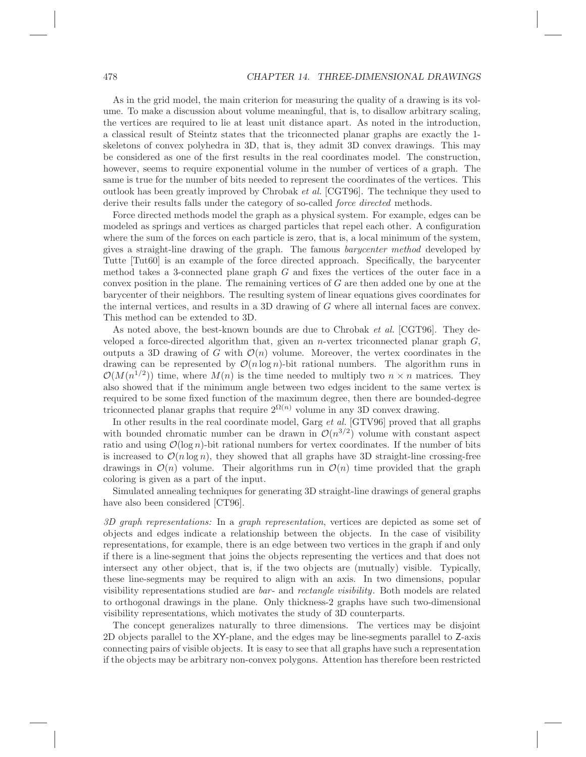As in the grid model, the main criterion for measuring the quality of a drawing is its volume. To make a discussion about volume meaningful, that is, to disallow arbitrary scaling, the vertices are required to lie at least unit distance apart. As noted in the introduction, a classical result of Steintz states that the triconnected planar graphs are exactly the 1-skeletons of convex polyhedra in 3D, that is, they admit 3D convex drawings. This may be considered as one of the first results in the real coordinates model. The construction, however, seems to require exponential volume in the number of vertices of a graph. The same is true for the number of bits needed to represent the coordinates of the vertices. This outlook has been greatly improved by Chrobak *et al.* [CGT96]. The technique they used to derive their results falls under the category of so-called *force directed* methods.

Force directed methods model the graph as a physical system. For example, edges can be modeled as springs and vertices as charged particles that repel each other. A configuration where the sum of the forces on each particle is zero, that is, a local minimum of the system, gives a straight-line drawing of the graph. The famous *barycenter method* developed by Tutte [Tut60] is an example of the force directed approach. Specifically, the barycenter method takes a 3-connected plane graph $G$ and fixes the vertices of the outer face in a convex position in the plane. The remaining vertices of $G$ are then added one by one at the barycenter of their neighbors. The resulting system of linear equations gives coordinates for the internal vertices, and results in a 3D drawing of $G$ where all internal faces are convex. This method can be extended to 3D.

As noted above, the best-known bounds are due to Chrobak *et al.* [CGT96]. They developed a force-directed algorithm that, given an $n$-vertex triconnected planar graph $G$, outputs a 3D drawing of $G$ with $\mathcal{O}(n)$ volume. Moreover, the vertex coordinates in the drawing can be represented by $\mathcal{O}(n \log n)$-bit rational numbers. The algorithm runs in $\mathcal{O}(M(n^{1/2}))$ time, where $M(n)$ is the time needed to multiply two $n \times n$ matrices. They also showed that if the minimum angle between two edges incident to the same vertex is required to be some fixed function of the maximum degree, then there are bounded-degree triconnected planar graphs that require $2^{\Omega(n)}$ volume in any 3D convex drawing.

In other results in the real coordinate model, Garg *et al.* [GTV96] proved that all graphs with bounded chromatic number can be drawn in $\mathcal{O}(n^{3/2})$ volume with constant aspect ratio and using $\mathcal{O}(\log n)$-bit rational numbers for vertex coordinates. If the number of bits is increased to $\mathcal{O}(n \log n)$, they showed that all graphs have 3D straight-line crossing-free drawings in $\mathcal{O}(n)$ volume. Their algorithms run in $\mathcal{O}(n)$ time provided that the graph coloring is given as a part of the input.

Simulated annealing techniques for generating 3D straight-line drawings of general graphs have also been considered [CT96].

*3D graph representations:* In a *graph representation*, vertices are depicted as some set of objects and edges indicate a relationship between the objects. In the case of visibility representations, for example, there is an edge between two vertices in the graph if and only if there is a line-segment that joins the objects representing the vertices and that does not intersect any other object, that is, if the two objects are (mutually) visible. Typically, these line-segments may be required to align with an axis. In two dimensions, popular visibility representations studied are *bar-* and *rectangle visibility*. Both models are related to orthogonal drawings in the plane. Only thickness-2 graphs have such two-dimensional visibility representations, which motivates the study of 3D counterparts.

The concept generalizes naturally to three dimensions. The vertices may be disjoint 2D objects parallel to the XY-plane, and the edges may be line-segments parallel to Z-axis connecting pairs of visible objects. It is easy to see that all graphs have such a representation if the objects may be arbitrary non-convex polygons. Attention has therefore been restricted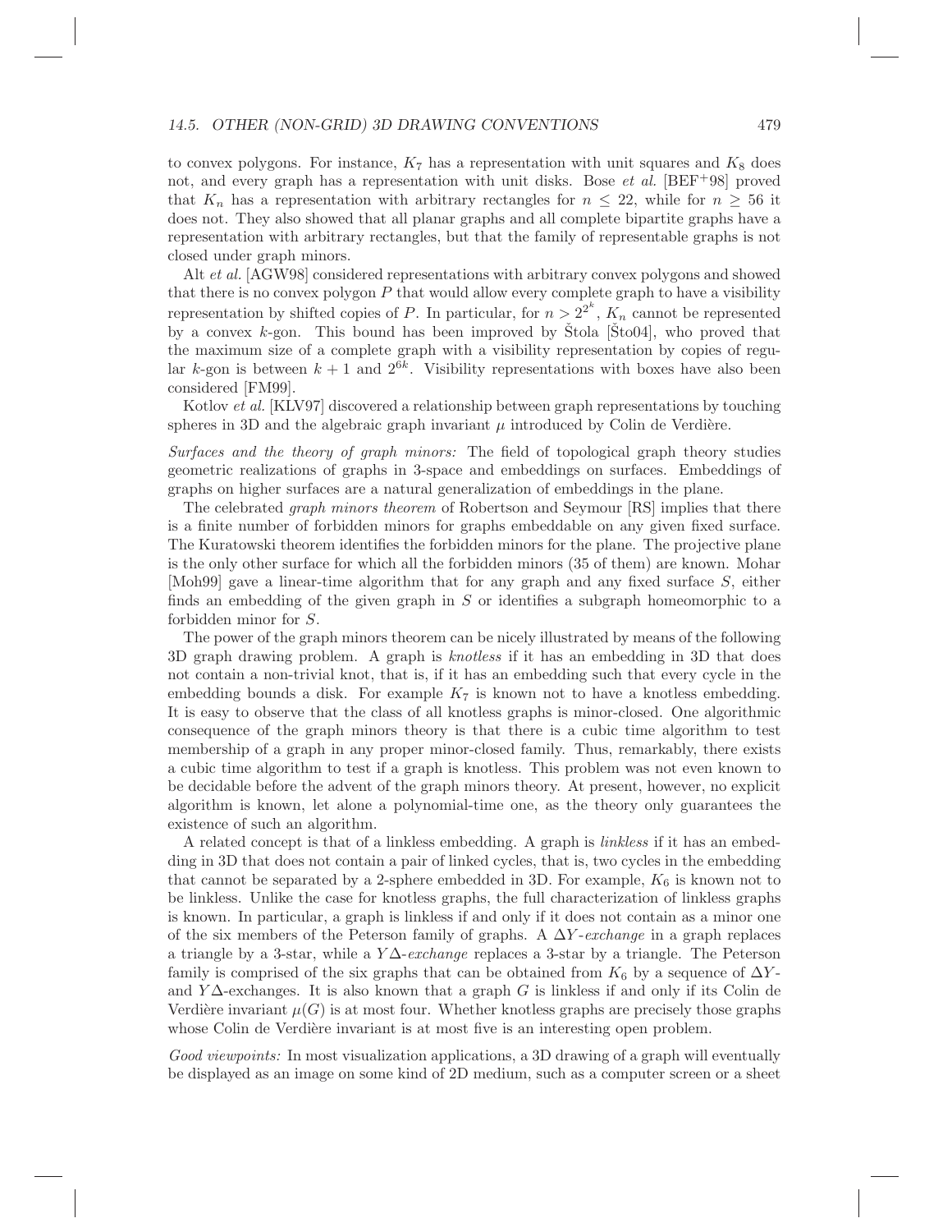to convex polygons. For instance, $K_7$ has a representation with unit squares and $K_8$ does not, and every graph has a representation with unit disks. Bose *et al.* [BEF+98] proved that $K_n$ has a representation with arbitrary rectangles for $n \leq 22$, while for $n \geq 56$ it does not. They also showed that all planar graphs and all complete bipartite graphs have a representation with arbitrary rectangles, but that the family of representable graphs is not closed under graph minors.

Alt *et al.* [AGW98] considered representations with arbitrary convex polygons and showed that there is no convex polygon $P$ that would allow every complete graph to have a visibility representation by shifted copies of $P$. In particular, for $n > 2^{2^k}$, $K_n$ cannot be represented by a convex $k$-gon. This bound has been improved by Štola [Što04], who proved that the maximum size of a complete graph with a visibility representation by copies of regular $k$-gon is between $k+1$ and $2^{6k}$. Visibility representations with boxes have also been considered [FM99].

Kotlov *et al.* [KLV97] discovered a relationship between graph representations by touching spheres in 3D and the algebraic graph invariant $\mu$ introduced by Colin de Verdière.

*Surfaces and the theory of graph minors:* The field of topological graph theory studies geometric realizations of graphs in 3-space and embeddings on surfaces. Embeddings of graphs on higher surfaces are a natural generalization of embeddings in the plane.

The celebrated *graph minors theorem* of Robertson and Seymour [RS] implies that there is a finite number of forbidden minors for graphs embeddable on any given fixed surface. The Kuratowski theorem identifies the forbidden minors for the plane. The projective plane is the only other surface for which all the forbidden minors (35 of them) are known. Mohar [Moh99] gave a linear-time algorithm that for any graph and any fixed surface $S$, either finds an embedding of the given graph in $S$ or identifies a subgraph homeomorphic to a forbidden minor for $S$.

The power of the graph minors theorem can be nicely illustrated by means of the following 3D graph drawing problem. A graph is *knotless* if it has an embedding in 3D that does not contain a non-trivial knot, that is, if it has an embedding such that every cycle in the embedding bounds a disk. For example $K_7$ is known not to have a knotless embedding. It is easy to observe that the class of all knotless graphs is minor-closed. One algorithmic consequence of the graph minors theory is that there is a cubic time algorithm to test membership of a graph in any proper minor-closed family. Thus, remarkably, there exists a cubic time algorithm to test if a graph is knotless. This problem was not even known to be decidable before the advent of the graph minors theory. At present, however, no explicit algorithm is known, let alone a polynomial-time one, as the theory only guarantees the existence of such an algorithm.

A related concept is that of a linkless embedding. A graph is *linkless* if it has an embedding in 3D that does not contain a pair of linked cycles, that is, two cycles in the embedding that cannot be separated by a 2-sphere embedded in 3D. For example, $K_6$ is known not to be linkless. Unlike the case for knotless graphs, the full characterization of linkless graphs is known. In particular, a graph is linkless if and only if it does not contain as a minor one of the six members of the Peterson family of graphs. A $\Delta Y$-*exchange* in a graph replaces a triangle by a 3-star, while a $Y\Delta$-*exchange* replaces a 3-star by a triangle. The Peterson family is comprised of the six graphs that can be obtained from $K_6$ by a sequence of $\Delta Y$- and $Y\Delta$-exchanges. It is also known that a graph $G$ is linkless if and only if its Colin de Verdière invariant $\mu(G)$ is at most four. Whether knotless graphs are precisely those graphs whose Colin de Verdière invariant is at most five is an interesting open problem.

*Good viewpoints:* In most visualization applications, a 3D drawing of a graph will eventually be displayed as an image on some kind of 2D medium, such as a computer screen or a sheet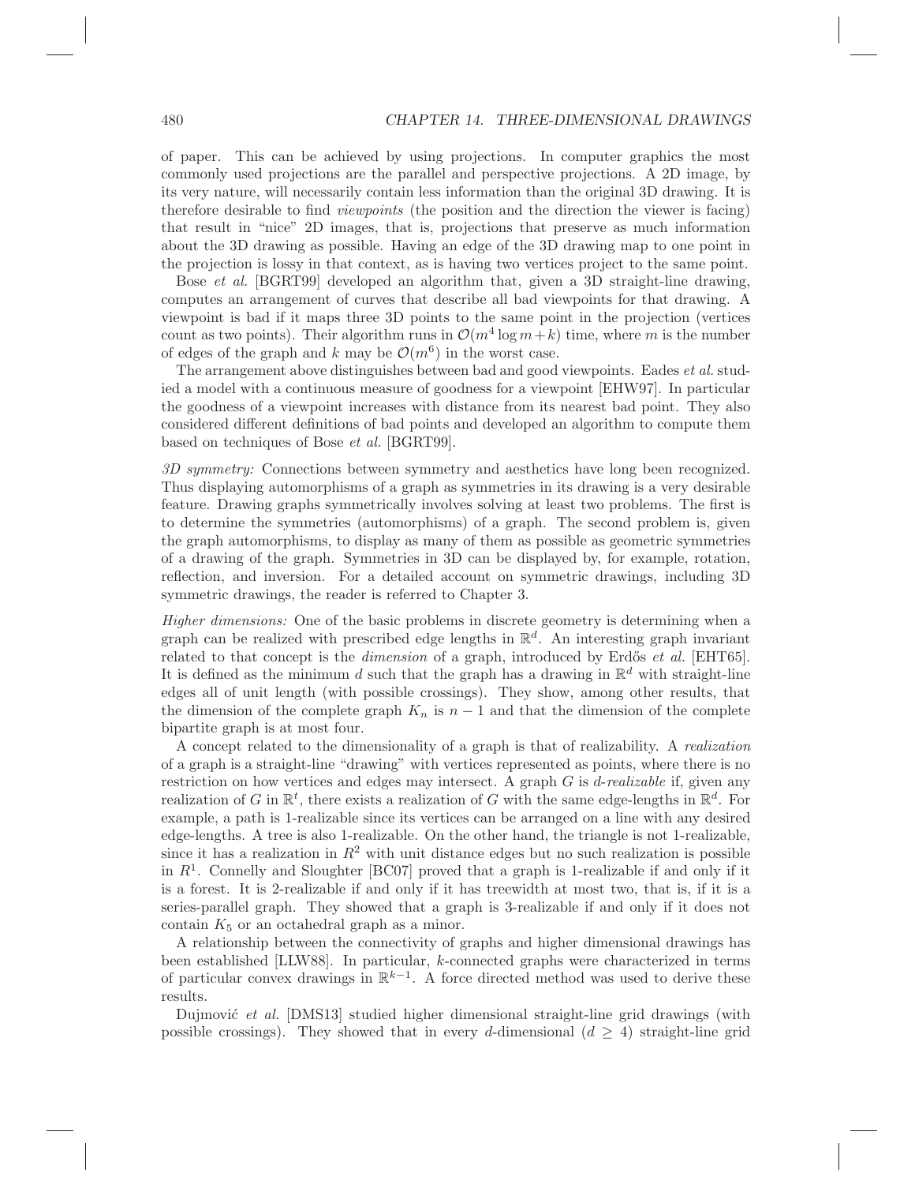of paper. This can be achieved by using projections. In computer graphics the most commonly used projections are the parallel and perspective projections. A 2D image, by its very nature, will necessarily contain less information than the original 3D drawing. It is therefore desirable to find *viewpoints* (the position and the direction the viewer is facing) that result in "nice" 2D images, that is, projections that preserve as much information about the 3D drawing as possible. Having an edge of the 3D drawing map to one point in the projection is lossy in that context, as is having two vertices project to the same point.

Bose *et al.* [BGRT99] developed an algorithm that, given a 3D straight-line drawing, computes an arrangement of curves that describe all bad viewpoints for that drawing. A viewpoint is bad if it maps three 3D points to the same point in the projection (vertices count as two points). Their algorithm runs in $\mathcal{O}(m^4 \log m + k)$ time, where $m$ is the number of edges of the graph and $k$ may be $\mathcal{O}(m^6)$ in the worst case.

The arrangement above distinguishes between bad and good viewpoints. Eades *et al.* studied a model with a continuous measure of goodness for a viewpoint [EHW97]. In particular the goodness of a viewpoint increases with distance from its nearest bad point. They also considered different definitions of bad points and developed an algorithm to compute them based on techniques of Bose *et al.* [BGRT99].

*3D symmetry:* Connections between symmetry and aesthetics have long been recognized. Thus displaying automorphisms of a graph as symmetries in its drawing is a very desirable feature. Drawing graphs symmetrically involves solving at least two problems. The first is to determine the symmetries (automorphisms) of a graph. The second problem is, given the graph automorphisms, to display as many of them as possible as geometric symmetries of a drawing of the graph. Symmetries in 3D can be displayed by, for example, rotation, reflection, and inversion. For a detailed account on symmetric drawings, including 3D symmetric drawings, the reader is referred to Chapter 3.

*Higher dimensions:* One of the basic problems in discrete geometry is determining when a graph can be realized with prescribed edge lengths in $\mathbb{R}^d$. An interesting graph invariant related to that concept is the *dimension* of a graph, introduced by Erdős *et al.* [EHT65]. It is defined as the minimum $d$ such that the graph has a drawing in $\mathbb{R}^d$ with straight-line edges all of unit length (with possible crossings). They show, among other results, that the dimension of the complete graph $K_n$ is $n-1$ and that the dimension of the complete bipartite graph is at most four.

A concept related to the dimensionality of a graph is that of realizability. A *realization* of a graph is a straight-line "drawing" with vertices represented as points, where there is no restriction on how vertices and edges may intersect. A graph $G$ is *d-realizable* if, given any realization of $G$ in $\mathbb{R}^t$, there exists a realization of $G$ with the same edge-lengths in $\mathbb{R}^d$. For example, a path is 1-realizable since its vertices can be arranged on a line with any desired edge-lengths. A tree is also 1-realizable. On the other hand, the triangle is not 1-realizable, since it has a realization in $R^2$ with unit distance edges but no such realization is possible in $R^1$. Connelly and Sloughter [BC07] proved that a graph is 1-realizable if and only if it is a forest. It is 2-realizable if and only if it has treewidth at most two, that is, if it is a series-parallel graph. They showed that a graph is 3-realizable if and only if it does not contain $K_5$ or an octahedral graph as a minor.

A relationship between the connectivity of graphs and higher dimensional drawings has been established [LLW88]. In particular, $k$-connected graphs were characterized in terms of particular convex drawings in $\mathbb{R}^{k-1}$. A force directed method was used to derive these results.

Dujmović *et al.* [DMS13] studied higher dimensional straight-line grid drawings (with possible crossings). They showed that in every $d$-dimensional ($d \geq 4$) straight-line grid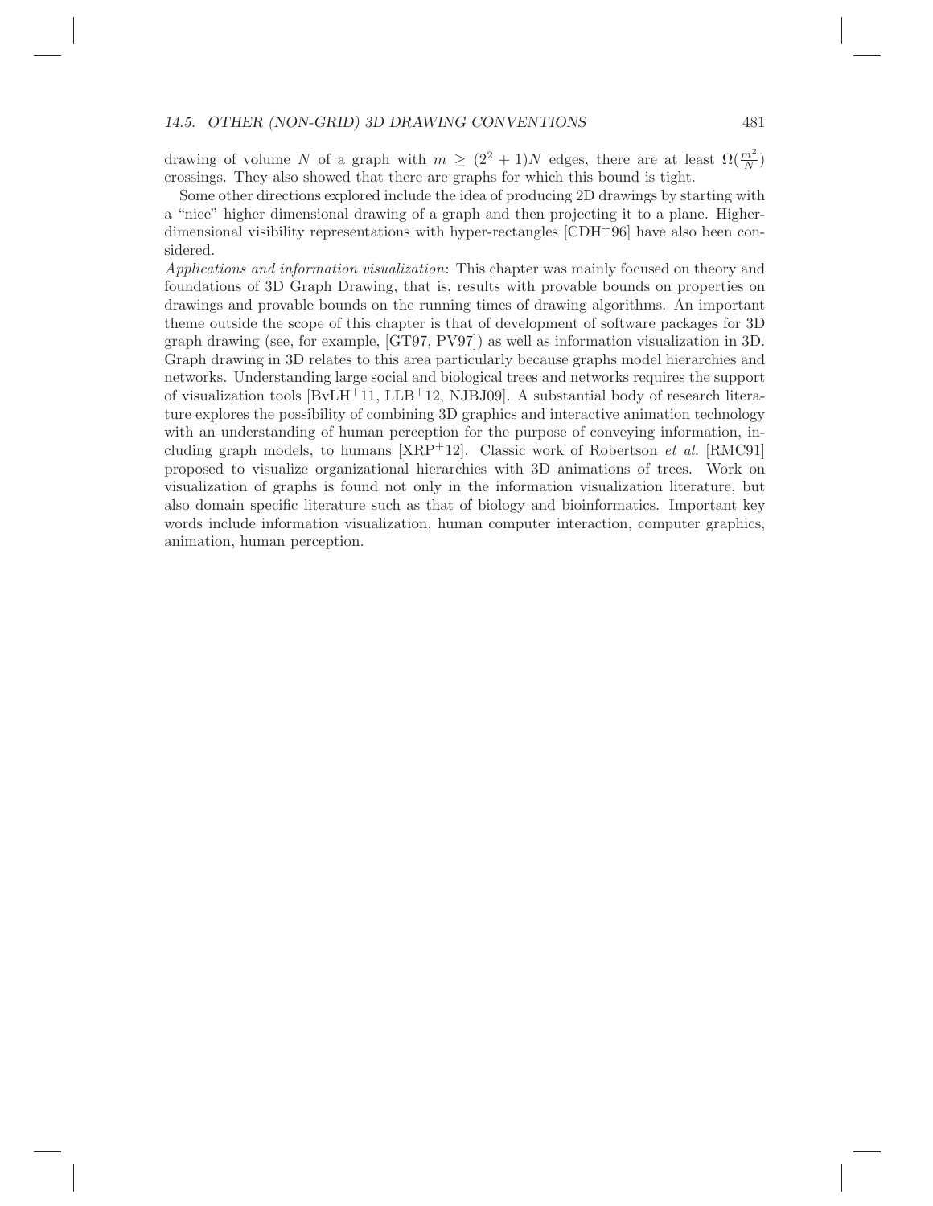drawing of volume $N$ of a graph with $m \geq (2^2 + 1)N$ edges, there are at least $\Omega(\frac{m^2}{N})$ crossings. They also showed that there are graphs for which this bound is tight.

Some other directions explored include the idea of producing 2D drawings by starting with a "nice" higher dimensional drawing of a graph and then projecting it to a plane. Higher-dimensional visibility representations with hyper-rectangles [CDH+96] have also been considered.

*Applications and information visualization*: This chapter was mainly focused on theory and foundations of 3D Graph Drawing, that is, results with provable bounds on properties on drawings and provable bounds on the running times of drawing algorithms. An important theme outside the scope of this chapter is that of development of software packages for 3D graph drawing (see, for example, [GT97, PV97]) as well as information visualization in 3D. Graph drawing in 3D relates to this area particularly because graphs model hierarchies and networks. Understanding large social and biological trees and networks requires the support of visualization tools [BvLH+11, LLB+12, NJBJ09]. A substantial body of research literature explores the possibility of combining 3D graphics and interactive animation technology with an understanding of human perception for the purpose of conveying information, including graph models, to humans [XRP+12]. Classic work of Robertson *et al.* [RMC91] proposed to visualize organizational hierarchies with 3D animations of trees. Work on visualization of graphs is found not only in the information visualization literature, but also domain specific literature such as that of biology and bioinformatics. Important key words include information visualization, human computer interaction, computer graphics, animation, human perception.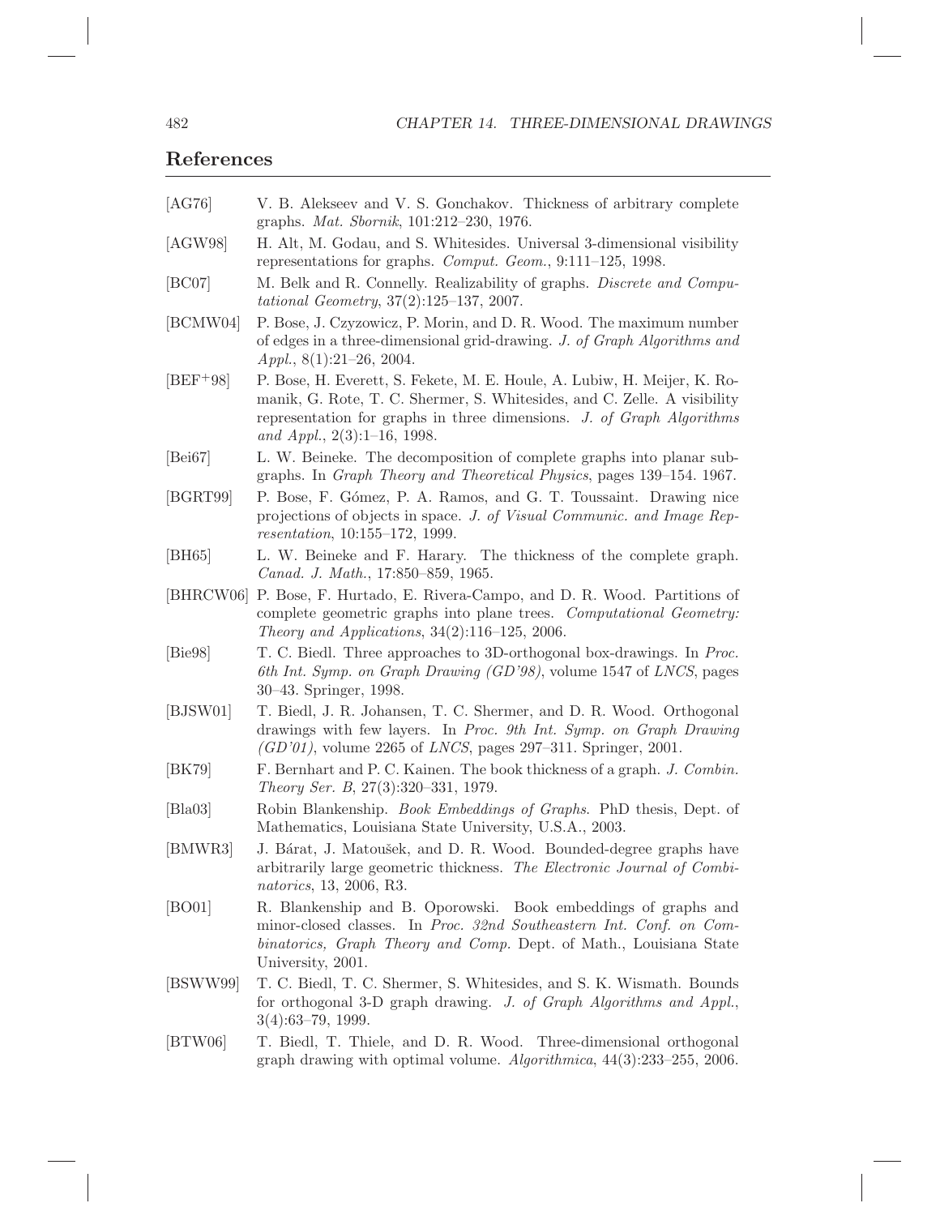## References

[AG76] V. B. Alekseev and V. S. Gonchakov. Thickness of arbitrary complete graphs. *Mat. Sbornik*, 101:212–230, 1976.

[AGW98] H. Alt, M. Godau, and S. Whitesides. Universal 3-dimensional visibility representations for graphs. *Comput. Geom.*, 9:111–125, 1998.

[BC07] M. Belk and R. Connelly. Realizability of graphs. *Discrete and Computational Geometry*, 37(2):125–137, 2007.

[BCMW04] P. Bose, J. Czyzowicz, P. Morin, and D. R. Wood. The maximum number of edges in a three-dimensional grid-drawing. *J. of Graph Algorithms and Appl.*, 8(1):21–26, 2004.

[BEF+98] P. Bose, H. Everett, S. Fekete, M. E. Houle, A. Lubiw, H. Meijer, K. Romanik, G. Rote, T. C. Shermer, S. Whitesides, and C. Zelle. A visibility representation for graphs in three dimensions. *J. of Graph Algorithms and Appl.*, 2(3):1–16, 1998.

[Bei67] L. W. Beineke. The decomposition of complete graphs into planar subgraphs. In *Graph Theory and Theoretical Physics*, pages 139–154. 1967.

[BGRT99] P. Bose, F. Gómez, P. A. Ramos, and G. T. Toussaint. Drawing nice projections of objects in space. *J. of Visual Communic. and Image Representation*, 10:155–172, 1999.

[BH65] L. W. Beineke and F. Harary. The thickness of the complete graph. *Canad. J. Math.*, 17:850–859, 1965.

[BHRCW06] P. Bose, F. Hurtado, E. Rivera-Campo, and D. R. Wood. Partitions of complete geometric graphs into plane trees. *Computational Geometry: Theory and Applications*, 34(2):116–125, 2006.

[Bie98] T. C. Biedl. Three approaches to 3D-orthogonal box-drawings. In *Proc. 6th Int. Symp. on Graph Drawing (GD'98)*, volume 1547 of *LNCS*, pages 30–43. Springer, 1998.

[BJSW01] T. Biedl, J. R. Johansen, T. C. Shermer, and D. R. Wood. Orthogonal drawings with few layers. In *Proc. 9th Int. Symp. on Graph Drawing (GD'01)*, volume 2265 of *LNCS*, pages 297–311. Springer, 2001.

[BK79] F. Bernhart and P. C. Kainen. The book thickness of a graph. *J. Combin. Theory Ser. B*, 27(3):320–331, 1979.

[Bla03] Robin Blankenship. *Book Embeddings of Graphs*. PhD thesis, Dept. of Mathematics, Louisiana State University, U.S.A., 2003.

[BMWR3] J. Bárat, J. Matoušek, and D. R. Wood. Bounded-degree graphs have arbitrarily large geometric thickness. *The Electronic Journal of Combinatorics*, 13, 2006, R3.

[BO01] R. Blankenship and B. Oporowski. Book embeddings of graphs and minor-closed classes. In *Proc. 32nd Southeastern Int. Conf. on Combinatorics, Graph Theory and Comp.* Dept. of Math., Louisiana State University, 2001.

[BSWW99] T. C. Biedl, T. C. Shermer, S. Whitesides, and S. K. Wismath. Bounds for orthogonal 3-D graph drawing. *J. of Graph Algorithms and Appl.*, 3(4):63–79, 1999.

[BTW06] T. Biedl, T. Thiele, and D. R. Wood. Three-dimensional orthogonal graph drawing with optimal volume. *Algorithmica*, 44(3):233–255, 2006.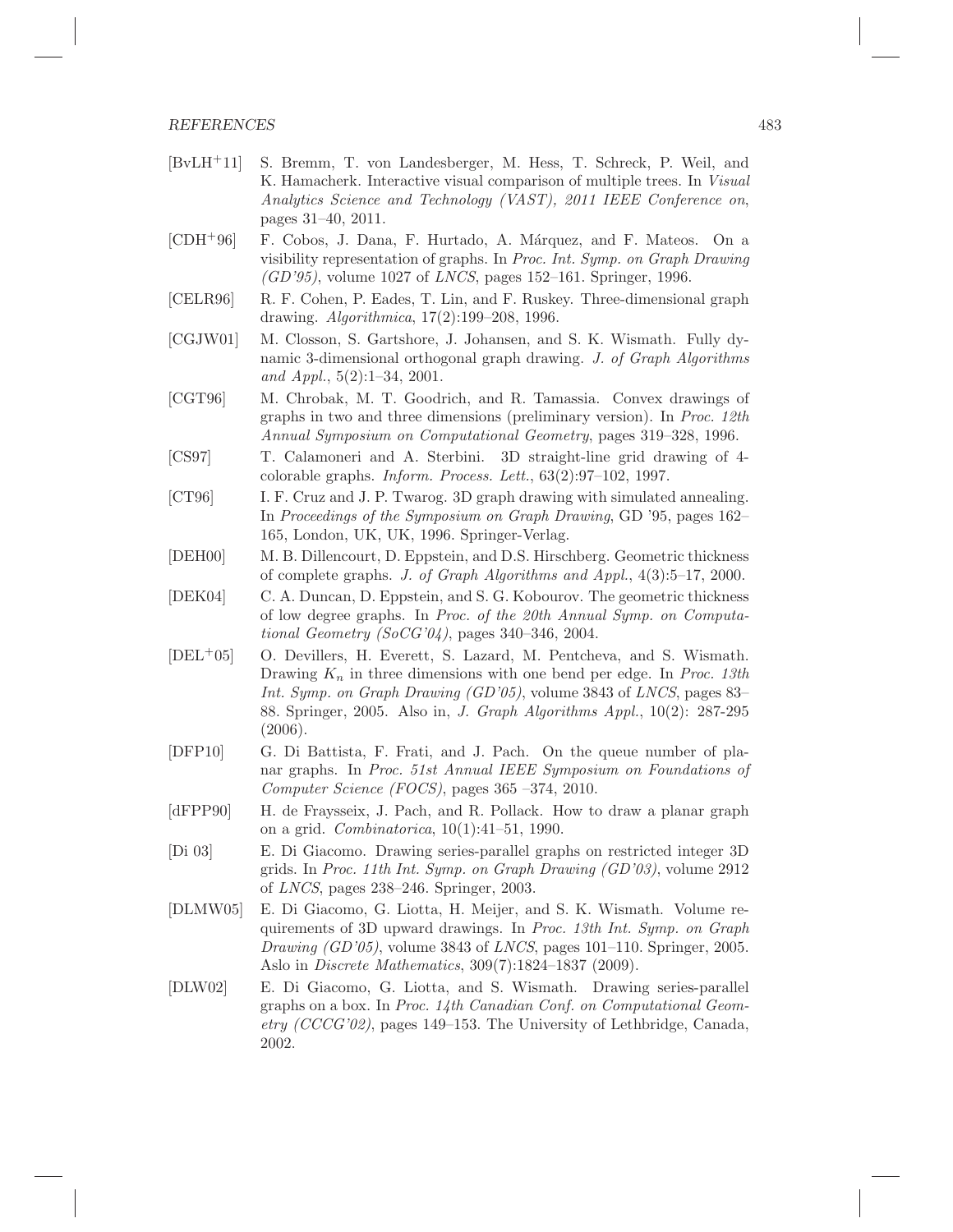[BvLH+11] S. Bremm, T. von Landesberger, M. Hess, T. Schreck, P. Weil, and K. Hamacherk. Interactive visual comparison of multiple trees. In *Visual Analytics Science and Technology (VAST), 2011 IEEE Conference on*, pages 31–40, 2011.

[CDH+96] F. Cobos, J. Dana, F. Hurtado, A. Márquez, and F. Mateos. On a visibility representation of graphs. In *Proc. Int. Symp. on Graph Drawing (GD'95)*, volume 1027 of *LNCS*, pages 152–161. Springer, 1996.

[CELR96] R. F. Cohen, P. Eades, T. Lin, and F. Ruskey. Three-dimensional graph drawing. *Algorithmica*, 17(2):199–208, 1996.

[CGJW01] M. Closson, S. Gartshore, J. Johansen, and S. K. Wismath. Fully dynamic 3-dimensional orthogonal graph drawing. *J. of Graph Algorithms and Appl.*, 5(2):1–34, 2001.

[CGT96] M. Chrobak, M. T. Goodrich, and R. Tamassia. Convex drawings of graphs in two and three dimensions (preliminary version). In *Proc. 12th Annual Symposium on Computational Geometry*, pages 319–328, 1996.

[CS97] T. Calamoneri and A. Sterbini. 3D straight-line grid drawing of 4-colorable graphs. *Inform. Process. Lett.*, 63(2):97–102, 1997.

[CT96] I. F. Cruz and J. P. Twarog. 3D graph drawing with simulated annealing. In *Proceedings of the Symposium on Graph Drawing*, GD '95, pages 162–165, London, UK, UK, 1996. Springer-Verlag.

[DEH00] M. B. Dillencourt, D. Eppstein, and D.S. Hirschberg. Geometric thickness of complete graphs. *J. of Graph Algorithms and Appl.*, 4(3):5–17, 2000.

[DEK04] C. A. Duncan, D. Eppstein, and S. G. Kobourov. The geometric thickness of low degree graphs. In *Proc. of the 20th Annual Symp. on Computational Geometry (SoCG'04)*, pages 340–346, 2004.

[DEL+05] O. Devillers, H. Everett, S. Lazard, M. Pentcheva, and S. Wismath. Drawing $K_n$ in three dimensions with one bend per edge. In *Proc. 13th Int. Symp. on Graph Drawing (GD'05)*, volume 3843 of *LNCS*, pages 83–88. Springer, 2005. Also in, *J. Graph Algorithms Appl.*, 10(2): 287-295 (2006).

[DFP10] G. Di Battista, F. Frati, and J. Pach. On the queue number of planar graphs. In *Proc. 51st Annual IEEE Symposium on Foundations of Computer Science (FOCS)*, pages 365 –374, 2010.

[dFPP90] H. de Fraysseix, J. Pach, and R. Pollack. How to draw a planar graph on a grid. *Combinatorica*, 10(1):41–51, 1990.

[Di 03] E. Di Giacomo. Drawing series-parallel graphs on restricted integer 3D grids. In *Proc. 11th Int. Symp. on Graph Drawing (GD'03)*, volume 2912 of *LNCS*, pages 238–246. Springer, 2003.

[DLMW05] E. Di Giacomo, G. Liotta, H. Meijer, and S. K. Wismath. Volume requirements of 3D upward drawings. In *Proc. 13th Int. Symp. on Graph Drawing (GD'05)*, volume 3843 of *LNCS*, pages 101–110. Springer, 2005. Aslo in *Discrete Mathematics*, 309(7):1824–1837 (2009).

[DLW02] E. Di Giacomo, G. Liotta, and S. Wismath. Drawing series-parallel graphs on a box. In *Proc. 14th Canadian Conf. on Computational Geometry (CCCG'02)*, pages 149–153. The University of Lethbridge, Canada, 2002.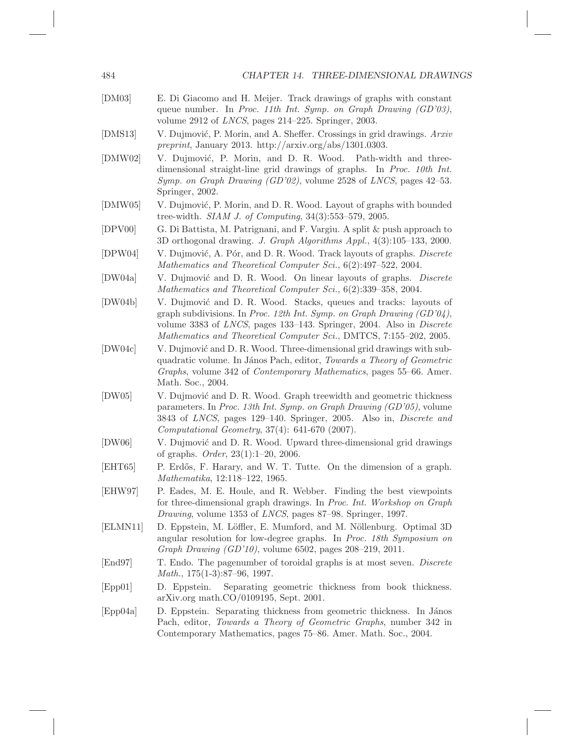[DM03] E. Di Giacomo and H. Meijer. Track drawings of graphs with constant queue number. In *Proc. 11th Int. Symp. on Graph Drawing (GD'03)*, volume 2912 of *LNCS*, pages 214–225. Springer, 2003.

[DMS13] V. Dujmović, P. Morin, and A. Sheffer. Crossings in grid drawings. *Arxiv preprint*, January 2013. http://arxiv.org/abs/1301.0303.

[DMW02] V. Dujmović, P. Morin, and D. R. Wood. Path-width and three-dimensional straight-line grid drawings of graphs. In *Proc. 10th Int. Symp. on Graph Drawing (GD'02)*, volume 2528 of *LNCS*, pages 42–53. Springer, 2002.

[DMW05] V. Dujmović, P. Morin, and D. R. Wood. Layout of graphs with bounded tree-width. *SIAM J. of Computing*, 34(3):553–579, 2005.

[DPV00] G. Di Battista, M. Patrignani, and F. Vargiu. A split & push approach to 3D orthogonal drawing. *J. Graph Algorithms Appl.*, 4(3):105–133, 2000.

[DPW04] V. Dujmović, A. Pór, and D. R. Wood. Track layouts of graphs. *Discrete Mathematics and Theoretical Computer Sci.*, 6(2):497–522, 2004.

[DW04a] V. Dujmović and D. R. Wood. On linear layouts of graphs. *Discrete Mathematics and Theoretical Computer Sci.*, 6(2):339–358, 2004.

[DW04b] V. Dujmović and D. R. Wood. Stacks, queues and tracks: layouts of graph subdivisions. In *Proc. 12th Int. Symp. on Graph Drawing (GD'04)*, volume 3383 of *LNCS*, pages 133–143. Springer, 2004. Also in *Discrete Mathematics and Theoretical Computer Sci.*, DMTCS, 7:155–202, 2005.

[DW04c] V. Dujmović and D. R. Wood. Three-dimensional grid drawings with sub-quadratic volume. In János Pach, editor, *Towards a Theory of Geometric Graphs*, volume 342 of *Contemporary Mathematics*, pages 55–66. Amer. Math. Soc., 2004.

[DW05] V. Dujmović and D. R. Wood. Graph treewidth and geometric thickness parameters. In *Proc. 13th Int. Symp. on Graph Drawing (GD'05)*, volume 3843 of *LNCS*, pages 129–140. Springer, 2005. Also in, *Discrete and Computational Geometry*, 37(4): 641-670 (2007).

[DW06] V. Dujmović and D. R. Wood. Upward three-dimensional grid drawings of graphs. *Order*, 23(1):1–20, 2006.

[EHT65] P. Erdős, F. Harary, and W. T. Tutte. On the dimension of a graph. *Mathematika*, 12:118–122, 1965.

[EHW97] P. Eades, M. E. Houle, and R. Webber. Finding the best viewpoints for three-dimensional graph drawings. In *Proc. Int. Workshop on Graph Drawing*, volume 1353 of *LNCS*, pages 87–98. Springer, 1997.

[ELMN11] D. Eppstein, M. Löffler, E. Mumford, and M. Nöllenburg. Optimal 3D angular resolution for low-degree graphs. In *Proc. 18th Symposium on Graph Drawing (GD'10)*, volume 6502, pages 208–219, 2011.

[End97] T. Endo. The pagenumber of toroidal graphs is at most seven. *Discrete Math.*, 175(1-3):87–96, 1997.

[Epp01] D. Eppstein. Separating geometric thickness from book thickness. arXiv.org math.CO/0109195, Sept. 2001.

[Epp04a] D. Eppstein. Separating thickness from geometric thickness. In János Pach, editor, *Towards a Theory of Geometric Graphs*, number 342 in Contemporary Mathematics, pages 75–86. Amer. Math. Soc., 2004.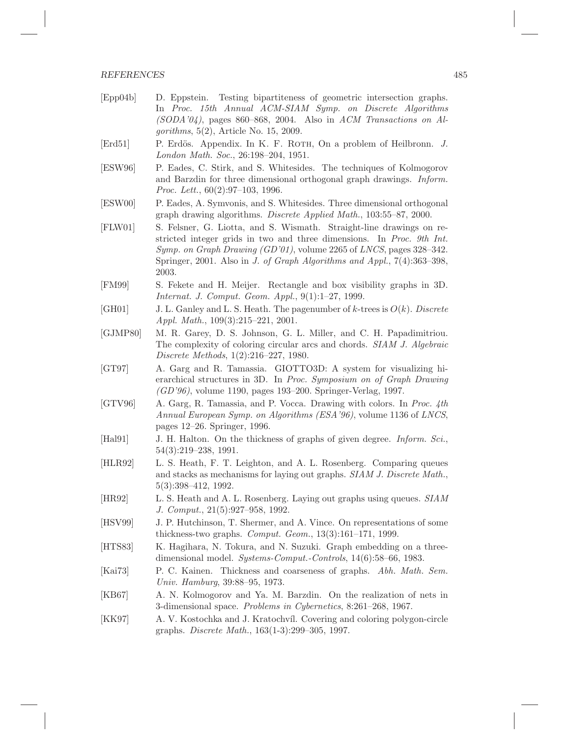[Epp04b] D. Eppstein. Testing bipartiteness of geometric intersection graphs. In *Proc. 15th Annual ACM-SIAM Symp. on Discrete Algorithms (SODA'04)*, pages 860–868, 2004. Also in *ACM Transactions on Algorithms*, 5(2), Article No. 15, 2009.

[Erd51] P. Erdös. Appendix. In K. F. Roth, On a problem of Heilbronn. *J. London Math. Soc.*, 26:198–204, 1951.

[ESW96] P. Eades, C. Stirk, and S. Whitesides. The techniques of Kolmogorov and Barzdin for three dimensional orthogonal graph drawings. *Inform. Proc. Lett.*, 60(2):97–103, 1996.

[ESW00] P. Eades, A. Symvonis, and S. Whitesides. Three dimensional orthogonal graph drawing algorithms. *Discrete Applied Math.*, 103:55–87, 2000.

[FLW01] S. Felsner, G. Liotta, and S. Wismath. Straight-line drawings on restricted integer grids in two and three dimensions. In *Proc. 9th Int. Symp. on Graph Drawing (GD'01)*, volume 2265 of *LNCS*, pages 328–342. Springer, 2001. Also in *J. of Graph Algorithms and Appl.*, 7(4):363–398, 2003.

[FM99] S. Fekete and H. Meijer. Rectangle and box visibility graphs in 3D. *Internat. J. Comput. Geom. Appl.*, 9(1):1–27, 1999.

[GH01] J. L. Ganley and L. S. Heath. The pagenumber of $k$-trees is $O(k)$. *Discrete Appl. Math.*, 109(3):215–221, 2001.

[GJMP80] M. R. Garey, D. S. Johnson, G. L. Miller, and C. H. Papadimitriou. The complexity of coloring circular arcs and chords. *SIAM J. Algebraic Discrete Methods*, 1(2):216–227, 1980.

[GT97] A. Garg and R. Tamassia. GIOTTO3D: A system for visualizing hierarchical structures in 3D. In *Proc. Symposium on of Graph Drawing (GD'96)*, volume 1190, pages 193–200. Springer-Verlag, 1997.

[GTV96] A. Garg, R. Tamassia, and P. Vocca. Drawing with colors. In *Proc. 4th Annual European Symp. on Algorithms (ESA'96)*, volume 1136 of *LNCS*, pages 12–26. Springer, 1996.

[Hal91] J. H. Halton. On the thickness of graphs of given degree. *Inform. Sci.*, 54(3):219–238, 1991.

[HLR92] L. S. Heath, F. T. Leighton, and A. L. Rosenberg. Comparing queues and stacks as mechanisms for laying out graphs. *SIAM J. Discrete Math.*, 5(3):398–412, 1992.

[HR92] L. S. Heath and A. L. Rosenberg. Laying out graphs using queues. *SIAM J. Comput.*, 21(5):927–958, 1992.

[HSV99] J. P. Hutchinson, T. Shermer, and A. Vince. On representations of some thickness-two graphs. *Comput. Geom.*, 13(3):161–171, 1999.

[HTS83] K. Hagihara, N. Tokura, and N. Suzuki. Graph embedding on a three-dimensional model. *Systems-Comput.-Controls*, 14(6):58–66, 1983.

[Kai73] P. C. Kainen. Thickness and coarseness of graphs. *Abh. Math. Sem. Univ. Hamburg*, 39:88–95, 1973.

[KB67] A. N. Kolmogorov and Ya. M. Barzdin. On the realization of nets in 3-dimensional space. *Problems in Cybernetics*, 8:261–268, 1967.

[KK97] A. V. Kostochka and J. Kratochvíl. Covering and coloring polygon-circle graphs. *Discrete Math.*, 163(1-3):299–305, 1997.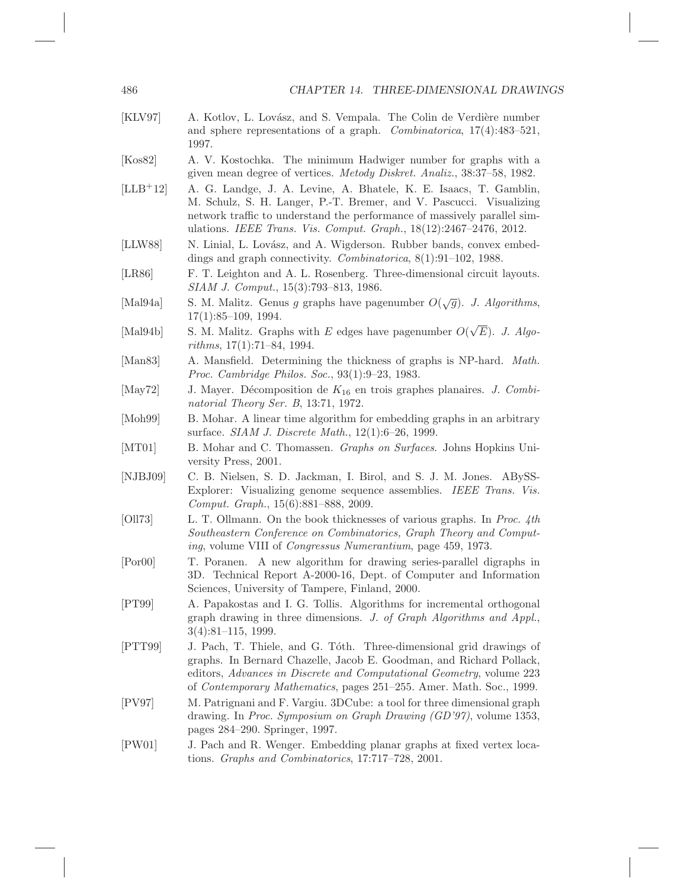[KLV97] A. Kotlov, L. Lovász, and S. Vempala. The Colin de Verdière number and sphere representations of a graph. *Combinatorica*, 17(4):483–521, 1997.

[Kos82] A. V. Kostochka. The minimum Hadwiger number for graphs with a given mean degree of vertices. *Metody Diskret. Analiz.*, 38:37–58, 1982.

[LLB+12] A. G. Landge, J. A. Levine, A. Bhatele, K. E. Isaacs, T. Gamblin, M. Schulz, S. H. Langer, P.-T. Bremer, and V. Pascucci. Visualizing network traffic to understand the performance of massively parallel simulations. *IEEE Trans. Vis. Comput. Graph.*, 18(12):2467–2476, 2012.

[LLW88] N. Linial, L. Lovász, and A. Wigderson. Rubber bands, convex embeddings and graph connectivity. *Combinatorica*, 8(1):91–102, 1988.

[LR86] F. T. Leighton and A. L. Rosenberg. Three-dimensional circuit layouts. *SIAM J. Comput.*, 15(3):793–813, 1986.

[Mal94a] S. M. Malitz. Genus $g$ graphs have pagenumber $O(\sqrt{g})$. *J. Algorithms*, 17(1):85–109, 1994.

[Mal94b] S. M. Malitz. Graphs with $E$ edges have pagenumber $O(\sqrt{E})$. *J. Algorithms*, 17(1):71–84, 1994.

[Man83] A. Mansfield. Determining the thickness of graphs is NP-hard. *Math. Proc. Cambridge Philos. Soc.*, 93(1):9–23, 1983.

[May72] J. Mayer. Décomposition de $K_{16}$ en trois graphes planaires. *J. Combinatorial Theory Ser. B*, 13:71, 1972.

[Moh99] B. Mohar. A linear time algorithm for embedding graphs in an arbitrary surface. *SIAM J. Discrete Math.*, 12(1):6–26, 1999.

[MT01] B. Mohar and C. Thomassen. *Graphs on Surfaces*. Johns Hopkins University Press, 2001.

[NJBJ09] C. B. Nielsen, S. D. Jackman, I. Birol, and S. J. M. Jones. ABySS-Explorer: Visualizing genome sequence assemblies. *IEEE Trans. Vis. Comput. Graph.*, 15(6):881–888, 2009.

[Oll73] L. T. Ollmann. On the book thicknesses of various graphs. In *Proc. 4th Southeastern Conference on Combinatorics, Graph Theory and Computing*, volume VIII of *Congressus Numerantium*, page 459, 1973.

[Por00] T. Poranen. A new algorithm for drawing series-parallel digraphs in 3D. Technical Report A-2000-16, Dept. of Computer and Information Sciences, University of Tampere, Finland, 2000.

[PT99] A. Papakostas and I. G. Tollis. Algorithms for incremental orthogonal graph drawing in three dimensions. *J. of Graph Algorithms and Appl.*, 3(4):81–115, 1999.

[PTT99] J. Pach, T. Thiele, and G. Tóth. Three-dimensional grid drawings of graphs. In Bernard Chazelle, Jacob E. Goodman, and Richard Pollack, editors, *Advances in Discrete and Computational Geometry*, volume 223 of *Contemporary Mathematics*, pages 251–255. Amer. Math. Soc., 1999.

[PV97] M. Patrignani and F. Vargiu. 3DCube: a tool for three dimensional graph drawing. In *Proc. Symposium on Graph Drawing (GD'97)*, volume 1353, pages 284–290. Springer, 1997.

[PW01] J. Pach and R. Wenger. Embedding planar graphs at fixed vertex locations. *Graphs and Combinatorics*, 17:717–728, 2001.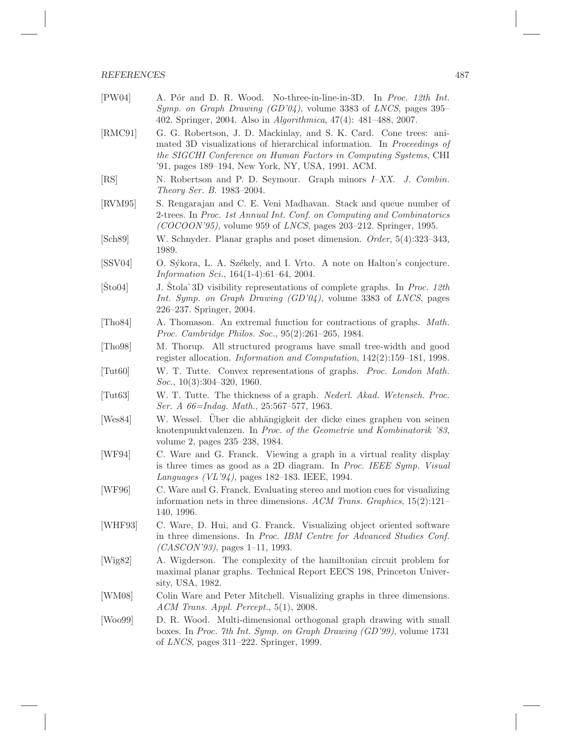[PW04] A. Pór and D. R. Wood. No-three-in-line-in-3D. In *Proc. 12th Int. Symp. on Graph Drawing (GD'04)*, volume 3383 of *LNCS*, pages 395–402. Springer, 2004. Also in *Algorithmica*, 47(4): 481–488, 2007.

[RMC91] G. G. Robertson, J. D. Mackinlay, and S. K. Card. Cone trees: animated 3D visualizations of hierarchical information. In *Proceedings of the SIGCHI Conference on Human Factors in Computing Systems*, CHI '91, pages 189–194, New York, NY, USA, 1991. ACM.

[RS] N. Robertson and P. D. Seymour. Graph minors *I–XX*. *J. Combin. Theory Ser. B*. 1983–2004.

[RVM95] S. Rengarajan and C. E. Veni Madhavan. Stack and queue number of 2-trees. In *Proc. 1st Annual Int. Conf. on Computing and Combinatorics (COCOON'95)*, volume 959 of *LNCS*, pages 203–212. Springer, 1995.

[Sch89] W. Schnyder. Planar graphs and poset dimension. *Order*, 5(4):323–343, 1989.

[SSV04] O. Sýkora, L. A. Székely, and I. Vrto. A note on Halton's conjecture. *Information Sci.*, 164(1-4):61–64, 2004.

[Što04] J. Štola˙ 3D visibility representations of complete graphs. In *Proc. 12th Int. Symp. on Graph Drawing (GD'04)*, volume 3383 of *LNCS*, pages 226–237. Springer, 2004.

[Tho84] A. Thomason. An extremal function for contractions of graphs. *Math. Proc. Cambridge Philos. Soc.*, 95(2):261–265, 1984.

[Tho98] M. Thorup. All structured programs have small tree-width and good register allocation. *Information and Computation*, 142(2):159–181, 1998.

[Tut60] W. T. Tutte. Convex representations of graphs. *Proc. London Math. Soc.*, 10(3):304–320, 1960.

[Tut63] W. T. Tutte. The thickness of a graph. *Nederl. Akad. Wetensch. Proc. Ser. A 66=Indag. Math.*, 25:567–577, 1963.

[Wes84] W. Wessel. Über die abhängigkeit der dicke eines graphen von seinen knotenpunktvalenzen. In *Proc. of the Geometrie und Kombinatorik '83*, volume 2, pages 235–238, 1984.

[WF94] C. Ware and G. Franck. Viewing a graph in a virtual reality display is three times as good as a 2D diagram. In *Proc. IEEE Symp. Visual Languages (VL'94)*, pages 182–183. IEEE, 1994.

[WF96] C. Ware and G. Franck. Evaluating stereo and motion cues for visualizing information nets in three dimensions. *ACM Trans. Graphics*, 15(2):121–140, 1996.

[WHF93] C. Ware, D. Hui, and G. Franck. Visualizing object oriented software in three dimensions. In *Proc. IBM Centre for Advanced Studies Conf. (CASCON'93)*, pages 1–11, 1993.

[Wig82] A. Wigderson. The complexity of the hamiltonian circuit problem for maximal planar graphs. Technical Report EECS 198, Princeton University, USA, 1982.

[WM08] Colin Ware and Peter Mitchell. Visualizing graphs in three dimensions. *ACM Trans. Appl. Percept.*, 5(1), 2008.

[Woo99] D. R. Wood. Multi-dimensional orthogonal graph drawing with small boxes. In *Proc. 7th Int. Symp. on Graph Drawing (GD'99)*, volume 1731 of *LNCS*, pages 311–222. Springer, 1999.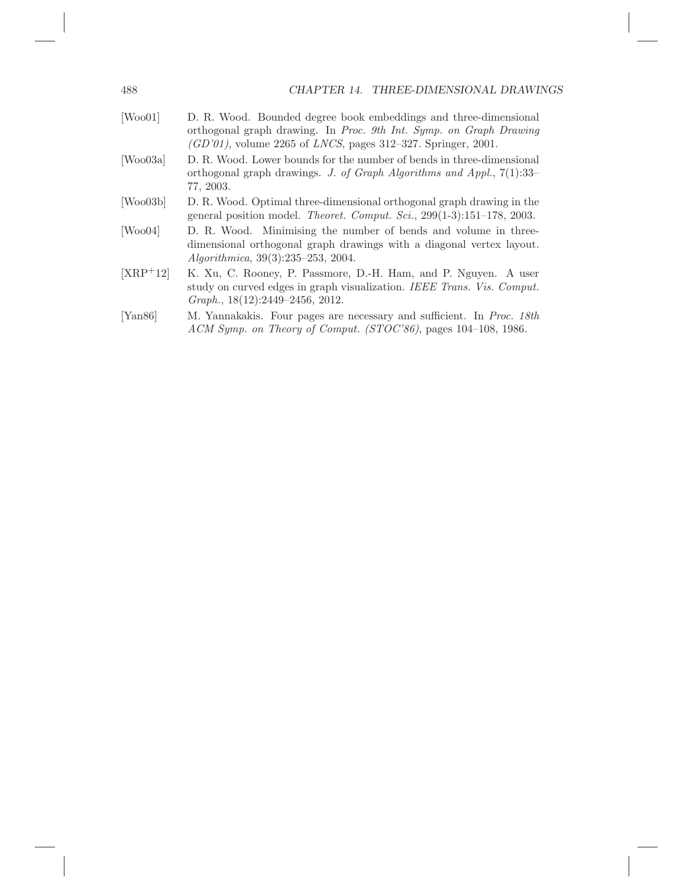[Woo01] D. R. Wood. Bounded degree book embeddings and three-dimensional orthogonal graph drawing. In *Proc. 9th Int. Symp. on Graph Drawing (GD'01)*, volume 2265 of *LNCS*, pages 312–327. Springer, 2001.

[Woo03a] D. R. Wood. Lower bounds for the number of bends in three-dimensional orthogonal graph drawings. *J. of Graph Algorithms and Appl.*, 7(1):33–77, 2003.

[Woo03b] D. R. Wood. Optimal three-dimensional orthogonal graph drawing in the general position model. *Theoret. Comput. Sci.*, 299(1-3):151–178, 2003.

[Woo04] D. R. Wood. Minimising the number of bends and volume in three-dimensional orthogonal graph drawings with a diagonal vertex layout. *Algorithmica*, 39(3):235–253, 2004.

[XRP+12] K. Xu, C. Rooney, P. Passmore, D.-H. Ham, and P. Nguyen. A user study on curved edges in graph visualization. *IEEE Trans. Vis. Comput. Graph.*, 18(12):2449–2456, 2012.

[Yan86] M. Yannakakis. Four pages are necessary and sufficient. In *Proc. 18th ACM Symp. on Theory of Comput. (STOC'86)*, pages 104–108, 1986.